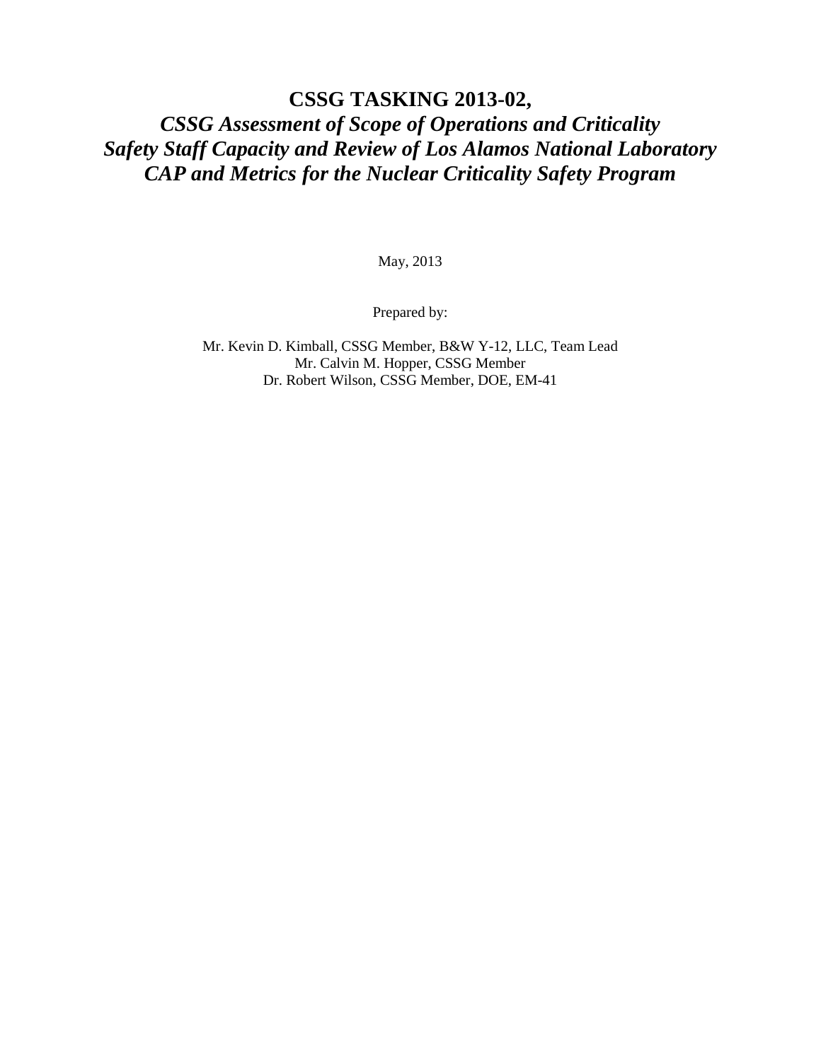# CSSG TASKING 2013-02,

## *CSSG Assessment of Scope of Operations and Criticality Safety Staff Capacity and Review of Los Alamos National Laboratory CAP and Metrics for the Nuclear Criticality Safety Program*

May, 2013

Prepared by:

Mr. Kevin D. Kimball, CSSG Member, B&W Y-12, LLC, Team Lead
Mr. Calvin M. Hopper, CSSG Member
Dr. Robert Wilson, CSSG Member, DOE, EM-41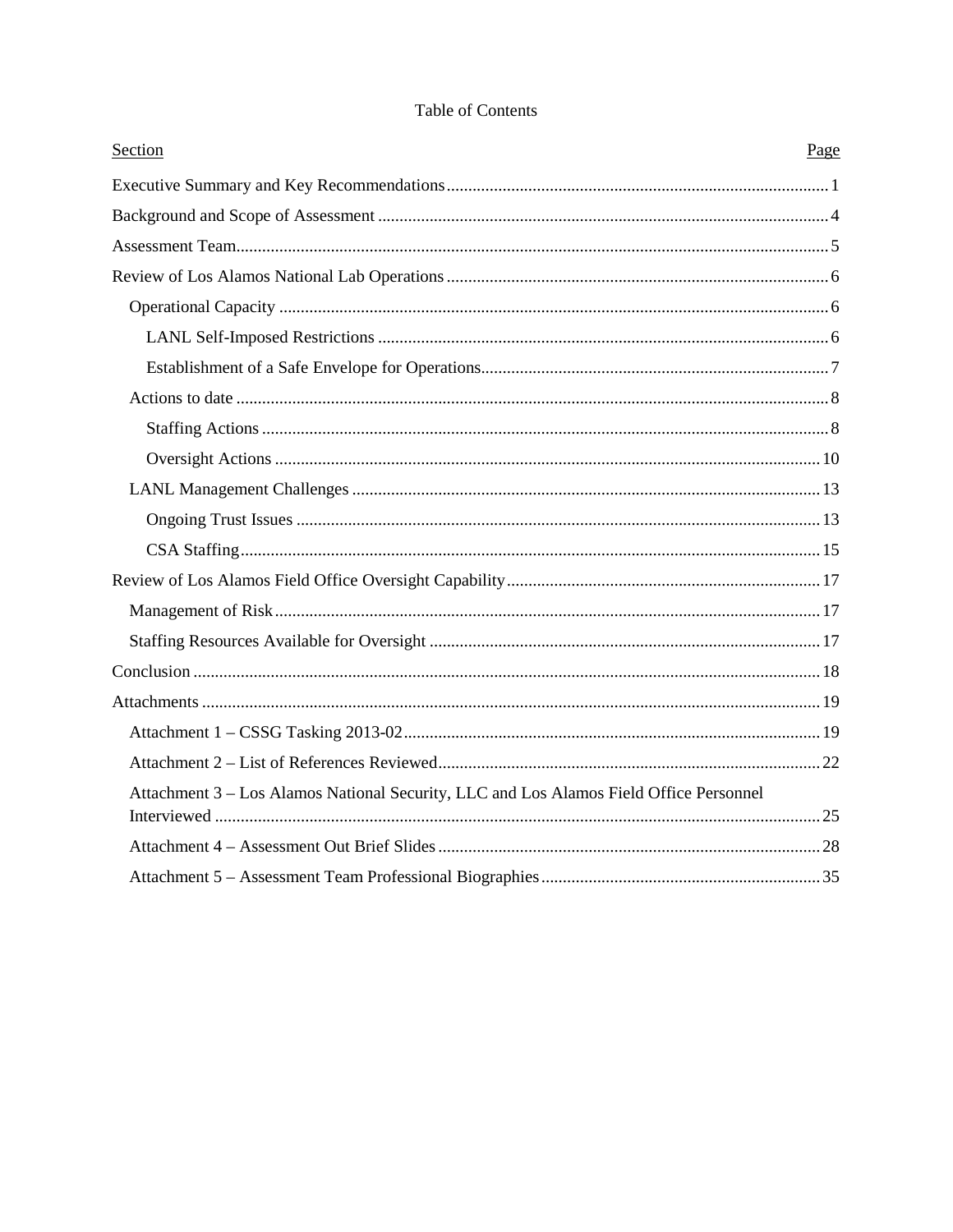# Table of Contents

| Section | Page |
|---|---|
| Executive Summary and Key Recommendations | 1 |
| Background and Scope of Assessment | 4 |
| Assessment Team | 5 |
| Review of Los Alamos National Lab Operations | 6 |
| Operational Capacity | 6 |
| LANL Self-Imposed Restrictions | 6 |
| Establishment of a Safe Envelope for Operations | 7 |
| Actions to date | 8 |
| Staffing Actions | 8 |
| Oversight Actions | 10 |
| LANL Management Challenges | 13 |
| Ongoing Trust Issues | 13 |
| CSA Staffing | 15 |
| Review of Los Alamos Field Office Oversight Capability | 17 |
| Management of Risk | 17 |
| Staffing Resources Available for Oversight | 17 |
| Conclusion | 18 |
| Attachments | 19 |
| Attachment 1 – CSSG Tasking 2013-02 | 19 |
| Attachment 2 – List of References Reviewed | 22 |
| Attachment 3 – Los Alamos National Security, LLC and Los Alamos Field Office Personnel Interviewed | 25 |
| Attachment 4 – Assessment Out Brief Slides | 28 |
| Attachment 5 – Assessment Team Professional Biographies | 35 |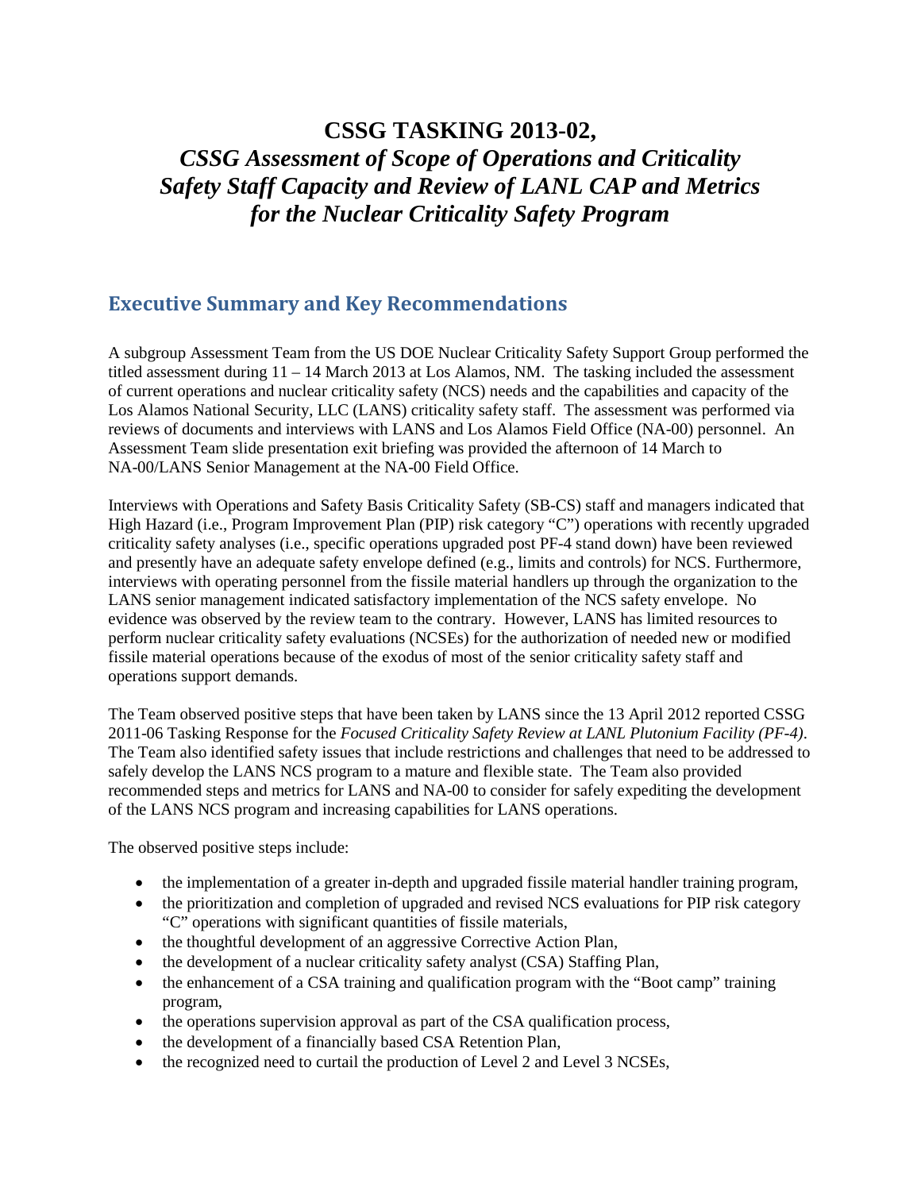# CSSG TASKING 2013-02,

# *CSSG Assessment of Scope of Operations and Criticality Safety Staff Capacity and Review of LANL CAP and Metrics for the Nuclear Criticality Safety Program*

## Executive Summary and Key Recommendations

A subgroup Assessment Team from the US DOE Nuclear Criticality Safety Support Group performed the titled assessment during 11 – 14 March 2013 at Los Alamos, NM. The tasking included the assessment of current operations and nuclear criticality safety (NCS) needs and the capabilities and capacity of the Los Alamos National Security, LLC (LANS) criticality safety staff. The assessment was performed via reviews of documents and interviews with LANS and Los Alamos Field Office (NA-00) personnel. An Assessment Team slide presentation exit briefing was provided the afternoon of 14 March to NA-00/LANS Senior Management at the NA-00 Field Office.

Interviews with Operations and Safety Basis Criticality Safety (SB-CS) staff and managers indicated that High Hazard (i.e., Program Improvement Plan (PIP) risk category "C") operations with recently upgraded criticality safety analyses (i.e., specific operations upgraded post PF-4 stand down) have been reviewed and presently have an adequate safety envelope defined (e.g., limits and controls) for NCS. Furthermore, interviews with operating personnel from the fissile material handlers up through the organization to the LANS senior management indicated satisfactory implementation of the NCS safety envelope. No evidence was observed by the review team to the contrary. However, LANS has limited resources to perform nuclear criticality safety evaluations (NCSEs) for the authorization of needed new or modified fissile material operations because of the exodus of most of the senior criticality safety staff and operations support demands.

The Team observed positive steps that have been taken by LANS since the 13 April 2012 reported CSSG 2011-06 Tasking Response for the *Focused Criticality Safety Review at LANL Plutonium Facility (PF-4)*. The Team also identified safety issues that include restrictions and challenges that need to be addressed to safely develop the LANS NCS program to a mature and flexible state. The Team also provided recommended steps and metrics for LANS and NA-00 to consider for safely expediting the development of the LANS NCS program and increasing capabilities for LANS operations.

The observed positive steps include:

- the implementation of a greater in-depth and upgraded fissile material handler training program,
- the prioritization and completion of upgraded and revised NCS evaluations for PIP risk category "C" operations with significant quantities of fissile materials,
- the thoughtful development of an aggressive Corrective Action Plan,
- the development of a nuclear criticality safety analyst (CSA) Staffing Plan,
- the enhancement of a CSA training and qualification program with the "Boot camp" training program,
- the operations supervision approval as part of the CSA qualification process,
- the development of a financially based CSA Retention Plan,
- the recognized need to curtail the production of Level 2 and Level 3 NCSEs,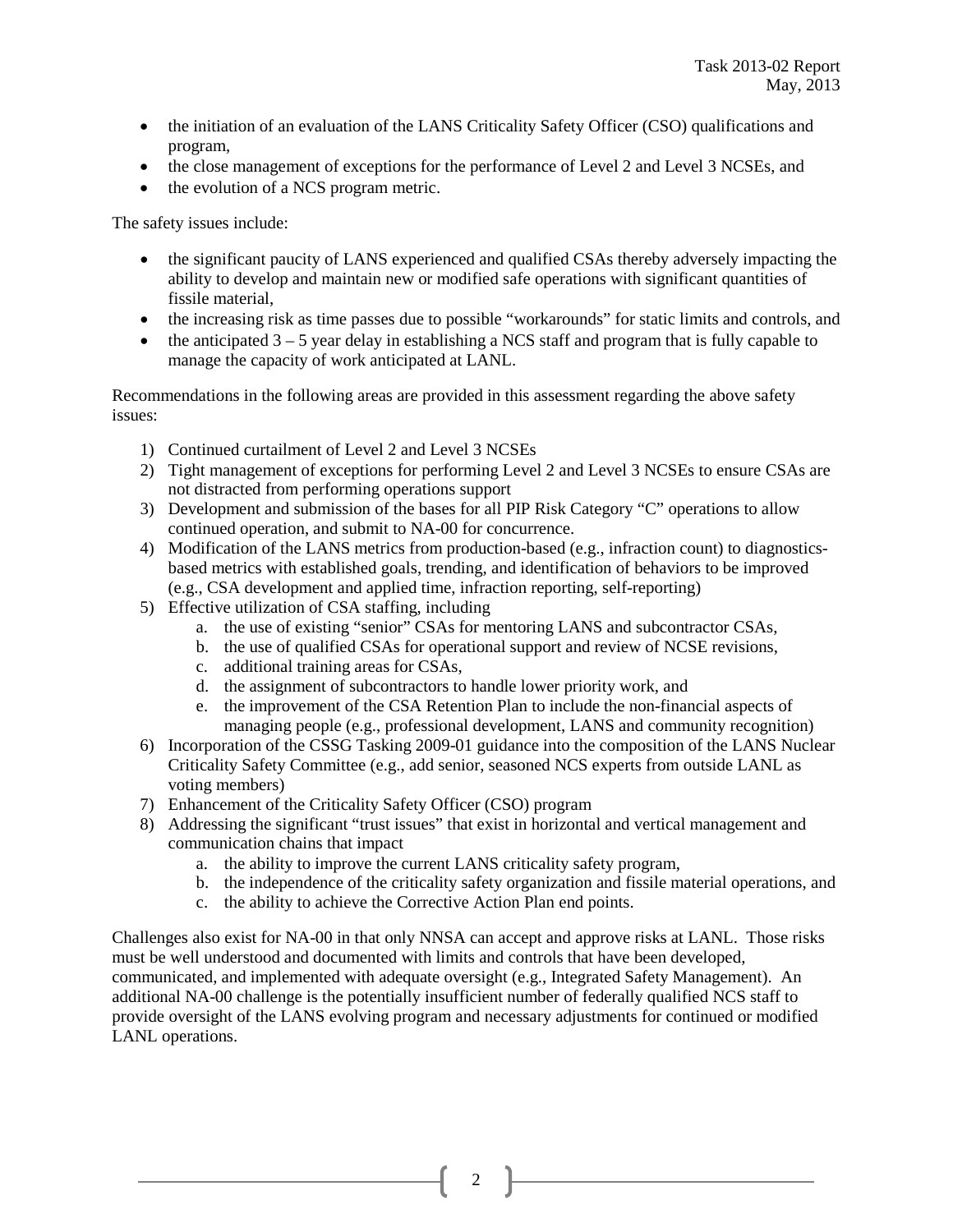- the initiation of an evaluation of the LANS Criticality Safety Officer (CSO) qualifications and program,
- the close management of exceptions for the performance of Level 2 and Level 3 NCSEs, and
- the evolution of a NCS program metric.

The safety issues include:

- the significant paucity of LANS experienced and qualified CSAs thereby adversely impacting the ability to develop and maintain new or modified safe operations with significant quantities of fissile material,
- the increasing risk as time passes due to possible "workarounds" for static limits and controls, and
- the anticipated 3 – 5 year delay in establishing a NCS staff and program that is fully capable to manage the capacity of work anticipated at LANL.

Recommendations in the following areas are provided in this assessment regarding the above safety issues:

1) Continued curtailment of Level 2 and Level 3 NCSEs
2) Tight management of exceptions for performing Level 2 and Level 3 NCSEs to ensure CSAs are not distracted from performing operations support
3) Development and submission of the bases for all PIP Risk Category "C" operations to allow continued operation, and submit to NA-00 for concurrence.
4) Modification of the LANS metrics from production-based (e.g., infraction count) to diagnostics-based metrics with established goals, trending, and identification of behaviors to be improved (e.g., CSA development and applied time, infraction reporting, self-reporting)
5) Effective utilization of CSA staffing, including
   a. the use of existing "senior" CSAs for mentoring LANS and subcontractor CSAs,
   b. the use of qualified CSAs for operational support and review of NCSE revisions,
   c. additional training areas for CSAs,
   d. the assignment of subcontractors to handle lower priority work, and
   e. the improvement of the CSA Retention Plan to include the non-financial aspects of managing people (e.g., professional development, LANS and community recognition)
6) Incorporation of the CSSG Tasking 2009-01 guidance into the composition of the LANS Nuclear Criticality Safety Committee (e.g., add senior, seasoned NCS experts from outside LANL as voting members)
7) Enhancement of the Criticality Safety Officer (CSO) program
8) Addressing the significant "trust issues" that exist in horizontal and vertical management and communication chains that impact
   a. the ability to improve the current LANS criticality safety program,
   b. the independence of the criticality safety organization and fissile material operations, and
   c. the ability to achieve the Corrective Action Plan end points.

Challenges also exist for NA-00 in that only NNSA can accept and approve risks at LANL. Those risks must be well understood and documented with limits and controls that have been developed, communicated, and implemented with adequate oversight (e.g., Integrated Safety Management). An additional NA-00 challenge is the potentially insufficient number of federally qualified NCS staff to provide oversight of the LANS evolving program and necessary adjustments for continued or modified LANL operations.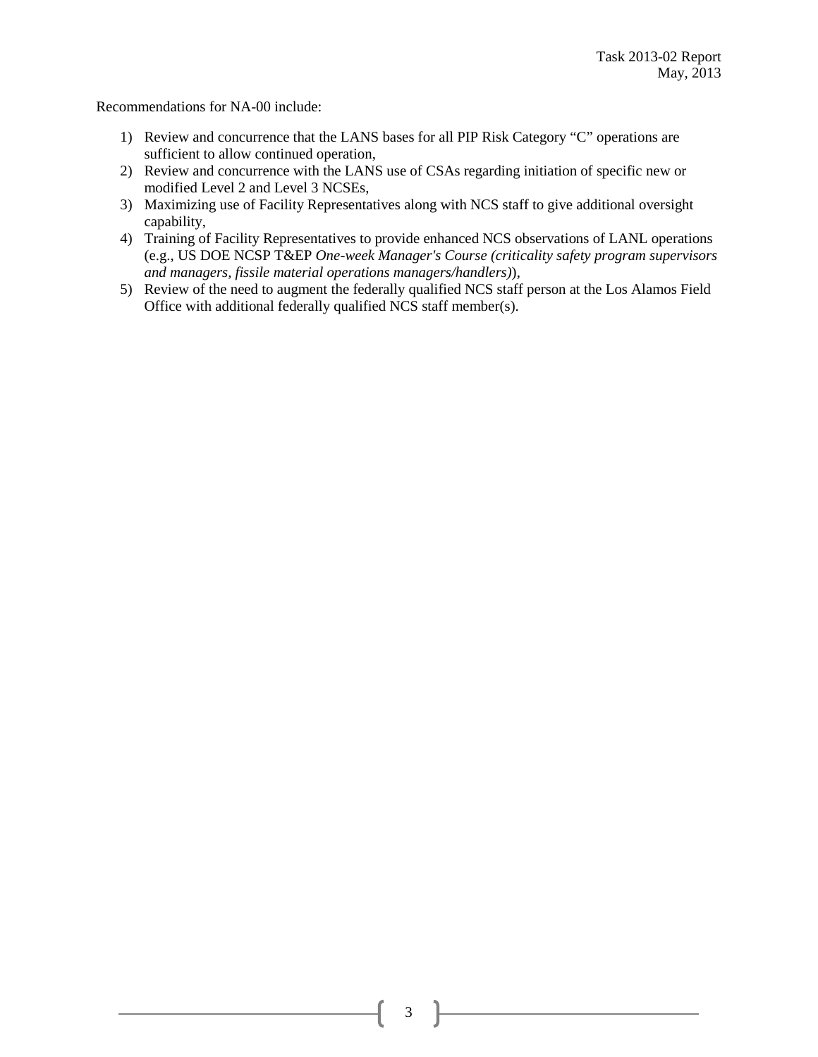Recommendations for NA-00 include:

1) Review and concurrence that the LANS bases for all PIP Risk Category "C" operations are sufficient to allow continued operation,
2) Review and concurrence with the LANS use of CSAs regarding initiation of specific new or modified Level 2 and Level 3 NCSEs,
3) Maximizing use of Facility Representatives along with NCS staff to give additional oversight capability,
4) Training of Facility Representatives to provide enhanced NCS observations of LANL operations (e.g., US DOE NCSP T&EP *One-week Manager's Course (criticality safety program supervisors and managers, fissile material operations managers/handlers)*),
5) Review of the need to augment the federally qualified NCS staff person at the Los Alamos Field Office with additional federally qualified NCS staff member(s).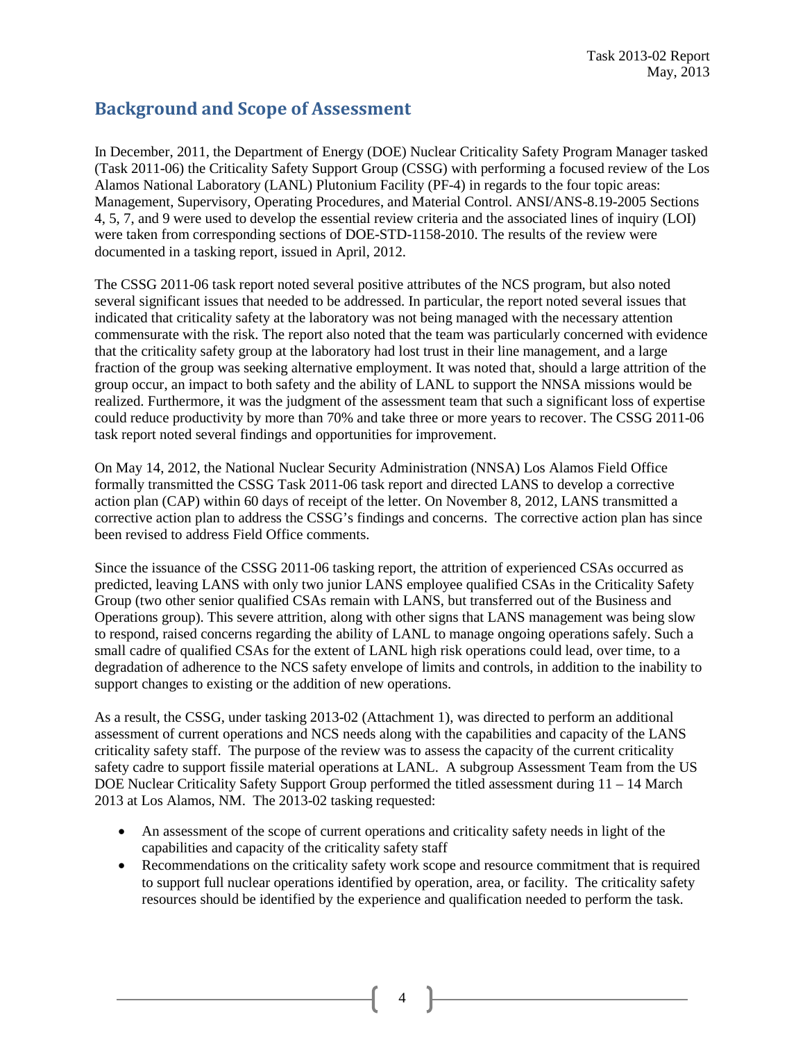## Background and Scope of Assessment

In December, 2011, the Department of Energy (DOE) Nuclear Criticality Safety Program Manager tasked (Task 2011-06) the Criticality Safety Support Group (CSSG) with performing a focused review of the Los Alamos National Laboratory (LANL) Plutonium Facility (PF-4) in regards to the four topic areas: Management, Supervisory, Operating Procedures, and Material Control. ANSI/ANS-8.19-2005 Sections 4, 5, 7, and 9 were used to develop the essential review criteria and the associated lines of inquiry (LOI) were taken from corresponding sections of DOE-STD-1158-2010. The results of the review were documented in a tasking report, issued in April, 2012.

The CSSG 2011-06 task report noted several positive attributes of the NCS program, but also noted several significant issues that needed to be addressed. In particular, the report noted several issues that indicated that criticality safety at the laboratory was not being managed with the necessary attention commensurate with the risk. The report also noted that the team was particularly concerned with evidence that the criticality safety group at the laboratory had lost trust in their line management, and a large fraction of the group was seeking alternative employment. It was noted that, should a large attrition of the group occur, an impact to both safety and the ability of LANL to support the NNSA missions would be realized. Furthermore, it was the judgment of the assessment team that such a significant loss of expertise could reduce productivity by more than 70% and take three or more years to recover. The CSSG 2011-06 task report noted several findings and opportunities for improvement.

On May 14, 2012, the National Nuclear Security Administration (NNSA) Los Alamos Field Office formally transmitted the CSSG Task 2011-06 task report and directed LANS to develop a corrective action plan (CAP) within 60 days of receipt of the letter. On November 8, 2012, LANS transmitted a corrective action plan to address the CSSG's findings and concerns. The corrective action plan has since been revised to address Field Office comments.

Since the issuance of the CSSG 2011-06 tasking report, the attrition of experienced CSAs occurred as predicted, leaving LANS with only two junior LANS employee qualified CSAs in the Criticality Safety Group (two other senior qualified CSAs remain with LANS, but transferred out of the Business and Operations group). This severe attrition, along with other signs that LANS management was being slow to respond, raised concerns regarding the ability of LANL to manage ongoing operations safely. Such a small cadre of qualified CSAs for the extent of LANL high risk operations could lead, over time, to a degradation of adherence to the NCS safety envelope of limits and controls, in addition to the inability to support changes to existing or the addition of new operations.

As a result, the CSSG, under tasking 2013-02 (Attachment 1), was directed to perform an additional assessment of current operations and NCS needs along with the capabilities and capacity of the LANS criticality safety staff. The purpose of the review was to assess the capacity of the current criticality safety cadre to support fissile material operations at LANL. A subgroup Assessment Team from the US DOE Nuclear Criticality Safety Support Group performed the titled assessment during 11 – 14 March 2013 at Los Alamos, NM. The 2013-02 tasking requested:

- An assessment of the scope of current operations and criticality safety needs in light of the capabilities and capacity of the criticality safety staff
- Recommendations on the criticality safety work scope and resource commitment that is required to support full nuclear operations identified by operation, area, or facility. The criticality safety resources should be identified by the experience and qualification needed to perform the task.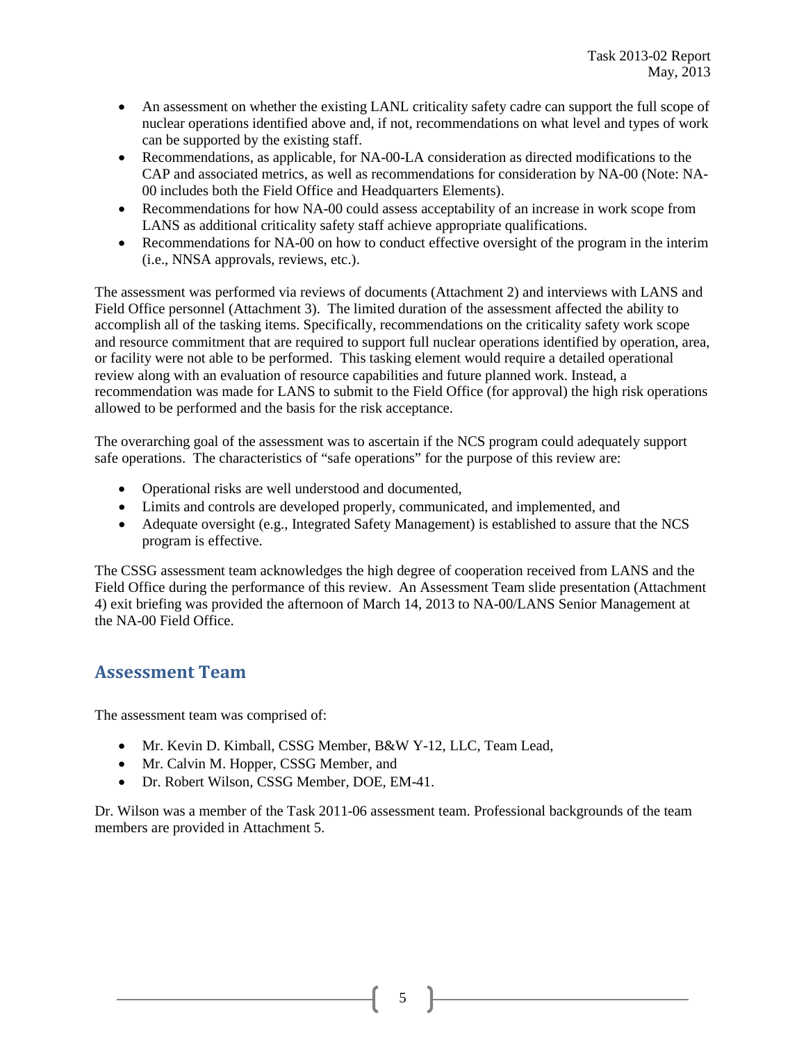- An assessment on whether the existing LANL criticality safety cadre can support the full scope of nuclear operations identified above and, if not, recommendations on what level and types of work can be supported by the existing staff.
- Recommendations, as applicable, for NA-00-LA consideration as directed modifications to the CAP and associated metrics, as well as recommendations for consideration by NA-00 (Note: NA-00 includes both the Field Office and Headquarters Elements).
- Recommendations for how NA-00 could assess acceptability of an increase in work scope from LANS as additional criticality safety staff achieve appropriate qualifications.
- Recommendations for NA-00 on how to conduct effective oversight of the program in the interim (i.e., NNSA approvals, reviews, etc.).

The assessment was performed via reviews of documents (Attachment 2) and interviews with LANS and Field Office personnel (Attachment 3). The limited duration of the assessment affected the ability to accomplish all of the tasking items. Specifically, recommendations on the criticality safety work scope and resource commitment that are required to support full nuclear operations identified by operation, area, or facility were not able to be performed. This tasking element would require a detailed operational review along with an evaluation of resource capabilities and future planned work. Instead, a recommendation was made for LANS to submit to the Field Office (for approval) the high risk operations allowed to be performed and the basis for the risk acceptance.

The overarching goal of the assessment was to ascertain if the NCS program could adequately support safe operations. The characteristics of "safe operations" for the purpose of this review are:

- Operational risks are well understood and documented,
- Limits and controls are developed properly, communicated, and implemented, and
- Adequate oversight (e.g., Integrated Safety Management) is established to assure that the NCS program is effective.

The CSSG assessment team acknowledges the high degree of cooperation received from LANS and the Field Office during the performance of this review. An Assessment Team slide presentation (Attachment 4) exit briefing was provided the afternoon of March 14, 2013 to NA-00/LANS Senior Management at the NA-00 Field Office.

## Assessment Team

The assessment team was comprised of:

- Mr. Kevin D. Kimball, CSSG Member, B&W Y-12, LLC, Team Lead,
- Mr. Calvin M. Hopper, CSSG Member, and
- Dr. Robert Wilson, CSSG Member, DOE, EM-41.

Dr. Wilson was a member of the Task 2011-06 assessment team. Professional backgrounds of the team members are provided in Attachment 5.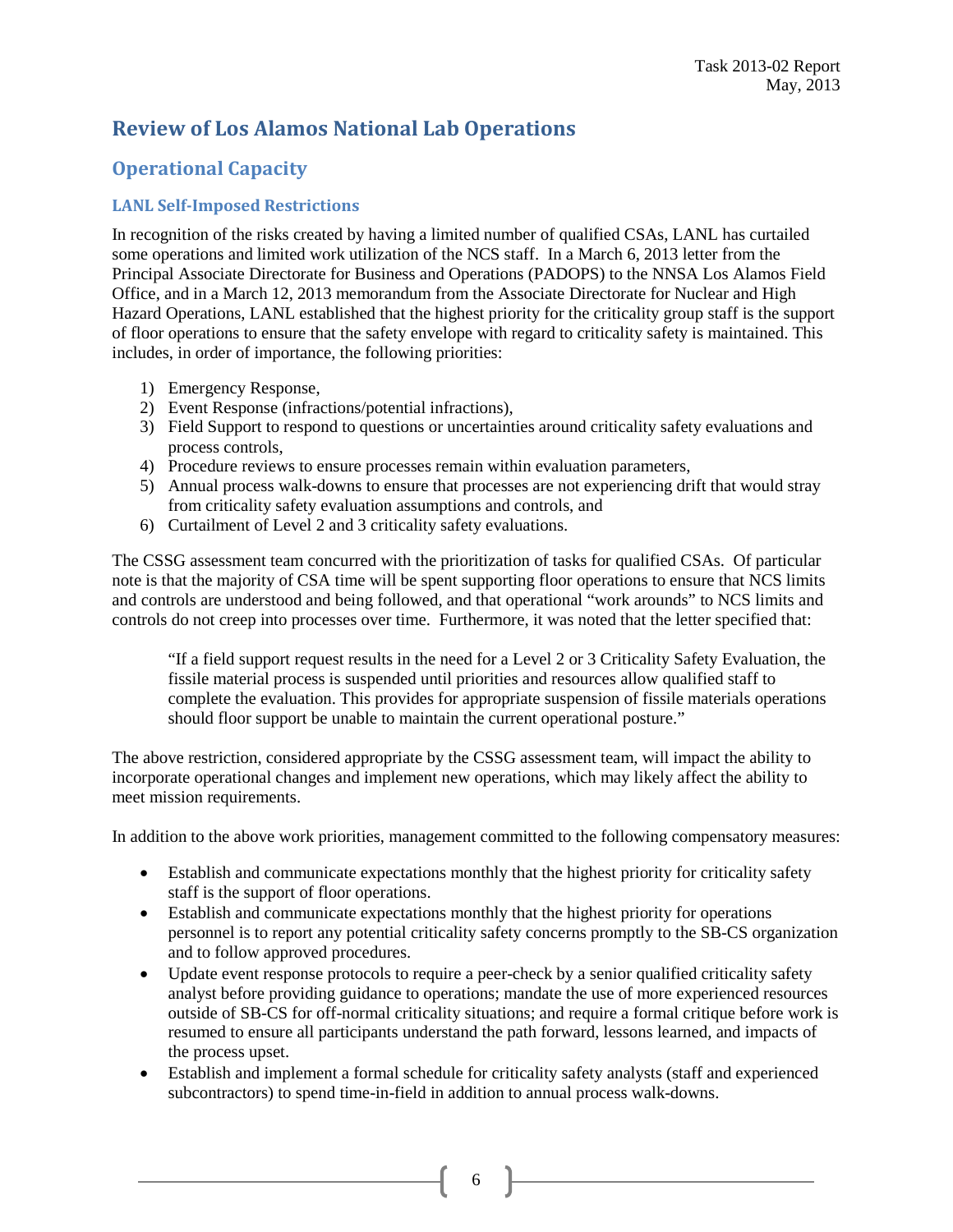# Review of Los Alamos National Lab Operations

## Operational Capacity

### LANL Self-Imposed Restrictions

In recognition of the risks created by having a limited number of qualified CSAs, LANL has curtailed some operations and limited work utilization of the NCS staff. In a March 6, 2013 letter from the Principal Associate Directorate for Business and Operations (PADOPS) to the NNSA Los Alamos Field Office, and in a March 12, 2013 memorandum from the Associate Directorate for Nuclear and High Hazard Operations, LANL established that the highest priority for the criticality group staff is the support of floor operations to ensure that the safety envelope with regard to criticality safety is maintained. This includes, in order of importance, the following priorities:

1) Emergency Response,
2) Event Response (infractions/potential infractions),
3) Field Support to respond to questions or uncertainties around criticality safety evaluations and process controls,
4) Procedure reviews to ensure processes remain within evaluation parameters,
5) Annual process walk-downs to ensure that processes are not experiencing drift that would stray from criticality safety evaluation assumptions and controls, and
6) Curtailment of Level 2 and 3 criticality safety evaluations.

The CSSG assessment team concurred with the prioritization of tasks for qualified CSAs. Of particular note is that the majority of CSA time will be spent supporting floor operations to ensure that NCS limits and controls are understood and being followed, and that operational "work arounds" to NCS limits and controls do not creep into processes over time. Furthermore, it was noted that the letter specified that:

> "If a field support request results in the need for a Level 2 or 3 Criticality Safety Evaluation, the fissile material process is suspended until priorities and resources allow qualified staff to complete the evaluation. This provides for appropriate suspension of fissile materials operations should floor support be unable to maintain the current operational posture."

The above restriction, considered appropriate by the CSSG assessment team, will impact the ability to incorporate operational changes and implement new operations, which may likely affect the ability to meet mission requirements.

In addition to the above work priorities, management committed to the following compensatory measures:

- Establish and communicate expectations monthly that the highest priority for criticality safety staff is the support of floor operations.
- Establish and communicate expectations monthly that the highest priority for operations personnel is to report any potential criticality safety concerns promptly to the SB-CS organization and to follow approved procedures.
- Update event response protocols to require a peer-check by a senior qualified criticality safety analyst before providing guidance to operations; mandate the use of more experienced resources outside of SB-CS for off-normal criticality situations; and require a formal critique before work is resumed to ensure all participants understand the path forward, lessons learned, and impacts of the process upset.
- Establish and implement a formal schedule for criticality safety analysts (staff and experienced subcontractors) to spend time-in-field in addition to annual process walk-downs.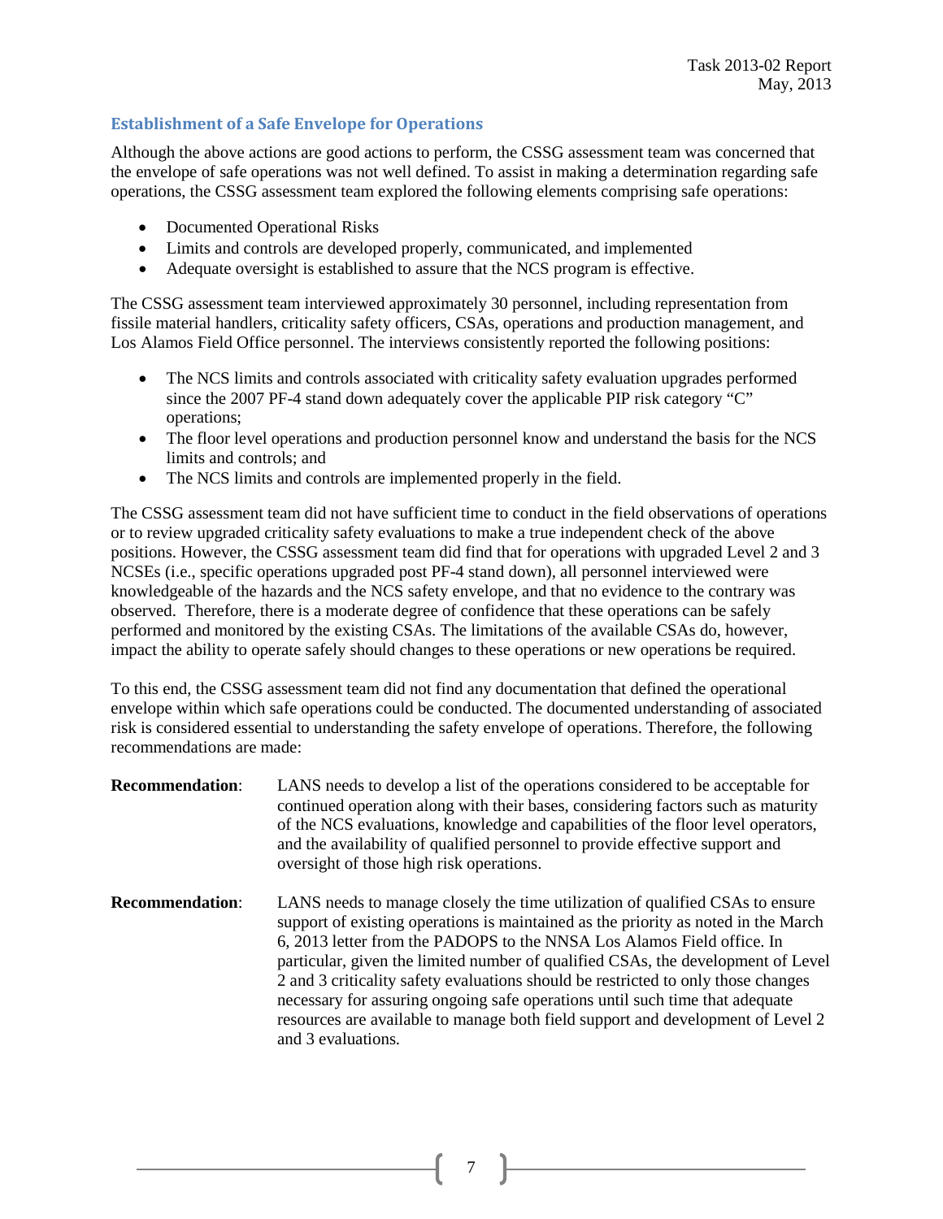### Establishment of a Safe Envelope for Operations

Although the above actions are good actions to perform, the CSSG assessment team was concerned that the envelope of safe operations was not well defined. To assist in making a determination regarding safe operations, the CSSG assessment team explored the following elements comprising safe operations:

- Documented Operational Risks
- Limits and controls are developed properly, communicated, and implemented
- Adequate oversight is established to assure that the NCS program is effective.

The CSSG assessment team interviewed approximately 30 personnel, including representation from fissile material handlers, criticality safety officers, CSAs, operations and production management, and Los Alamos Field Office personnel. The interviews consistently reported the following positions:

- The NCS limits and controls associated with criticality safety evaluation upgrades performed since the 2007 PF-4 stand down adequately cover the applicable PIP risk category "C" operations;
- The floor level operations and production personnel know and understand the basis for the NCS limits and controls; and
- The NCS limits and controls are implemented properly in the field.

The CSSG assessment team did not have sufficient time to conduct in the field observations of operations or to review upgraded criticality safety evaluations to make a true independent check of the above positions. However, the CSSG assessment team did find that for operations with upgraded Level 2 and 3 NCSEs (i.e., specific operations upgraded post PF-4 stand down), all personnel interviewed were knowledgeable of the hazards and the NCS safety envelope, and that no evidence to the contrary was observed. Therefore, there is a moderate degree of confidence that these operations can be safely performed and monitored by the existing CSAs. The limitations of the available CSAs do, however, impact the ability to operate safely should changes to these operations or new operations be required.

To this end, the CSSG assessment team did not find any documentation that defined the operational envelope within which safe operations could be conducted. The documented understanding of associated risk is considered essential to understanding the safety envelope of operations. Therefore, the following recommendations are made:

**Recommendation**: LANS needs to develop a list of the operations considered to be acceptable for continued operation along with their bases, considering factors such as maturity of the NCS evaluations, knowledge and capabilities of the floor level operators, and the availability of qualified personnel to provide effective support and oversight of those high risk operations.

**Recommendation**: LANS needs to manage closely the time utilization of qualified CSAs to ensure support of existing operations is maintained as the priority as noted in the March 6, 2013 letter from the PADOPS to the NNSA Los Alamos Field office. In particular, given the limited number of qualified CSAs, the development of Level 2 and 3 criticality safety evaluations should be restricted to only those changes necessary for assuring ongoing safe operations until such time that adequate resources are available to manage both field support and development of Level 2 and 3 evaluations.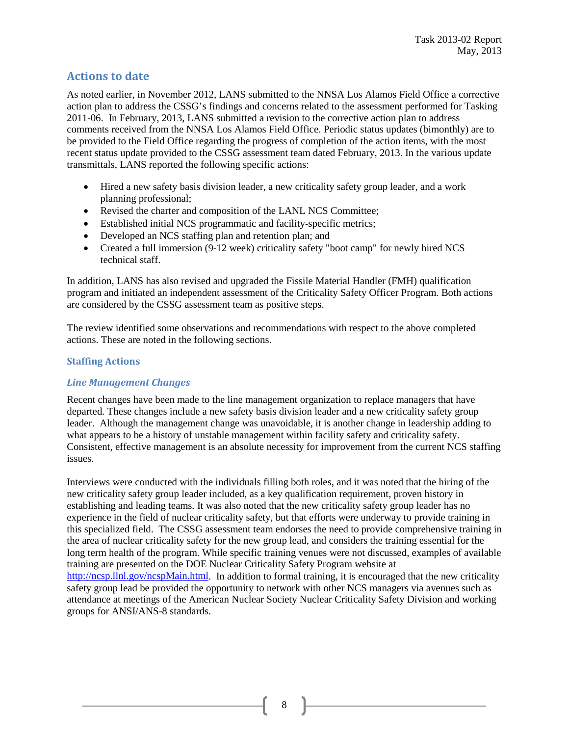## Actions to date

As noted earlier, in November 2012, LANS submitted to the NNSA Los Alamos Field Office a corrective action plan to address the CSSG's findings and concerns related to the assessment performed for Tasking 2011-06. In February, 2013, LANS submitted a revision to the corrective action plan to address comments received from the NNSA Los Alamos Field Office. Periodic status updates (bimonthly) are to be provided to the Field Office regarding the progress of completion of the action items, with the most recent status update provided to the CSSG assessment team dated February, 2013. In the various update transmittals, LANS reported the following specific actions:

- Hired a new safety basis division leader, a new criticality safety group leader, and a work planning professional;
- Revised the charter and composition of the LANL NCS Committee;
- Established initial NCS programmatic and facility-specific metrics;
- Developed an NCS staffing plan and retention plan; and
- Created a full immersion (9-12 week) criticality safety "boot camp" for newly hired NCS technical staff.

In addition, LANS has also revised and upgraded the Fissile Material Handler (FMH) qualification program and initiated an independent assessment of the Criticality Safety Officer Program. Both actions are considered by the CSSG assessment team as positive steps.

The review identified some observations and recommendations with respect to the above completed actions. These are noted in the following sections.

### Staffing Actions

#### *Line Management Changes*

Recent changes have been made to the line management organization to replace managers that have departed. These changes include a new safety basis division leader and a new criticality safety group leader. Although the management change was unavoidable, it is another change in leadership adding to what appears to be a history of unstable management within facility safety and criticality safety. Consistent, effective management is an absolute necessity for improvement from the current NCS staffing issues.

Interviews were conducted with the individuals filling both roles, and it was noted that the hiring of the new criticality safety group leader included, as a key qualification requirement, proven history in establishing and leading teams. It was also noted that the new criticality safety group leader has no experience in the field of nuclear criticality safety, but that efforts were underway to provide training in this specialized field. The CSSG assessment team endorses the need to provide comprehensive training in the area of nuclear criticality safety for the new group lead, and considers the training essential for the long term health of the program. While specific training venues were not discussed, examples of available training are presented on the DOE Nuclear Criticality Safety Program website at http://ncsp.llnl.gov/ncspMain.html. In addition to formal training, it is encouraged that the new criticality safety group lead be provided the opportunity to network with other NCS managers via avenues such as attendance at meetings of the American Nuclear Society Nuclear Criticality Safety Division and working groups for ANSI/ANS-8 standards.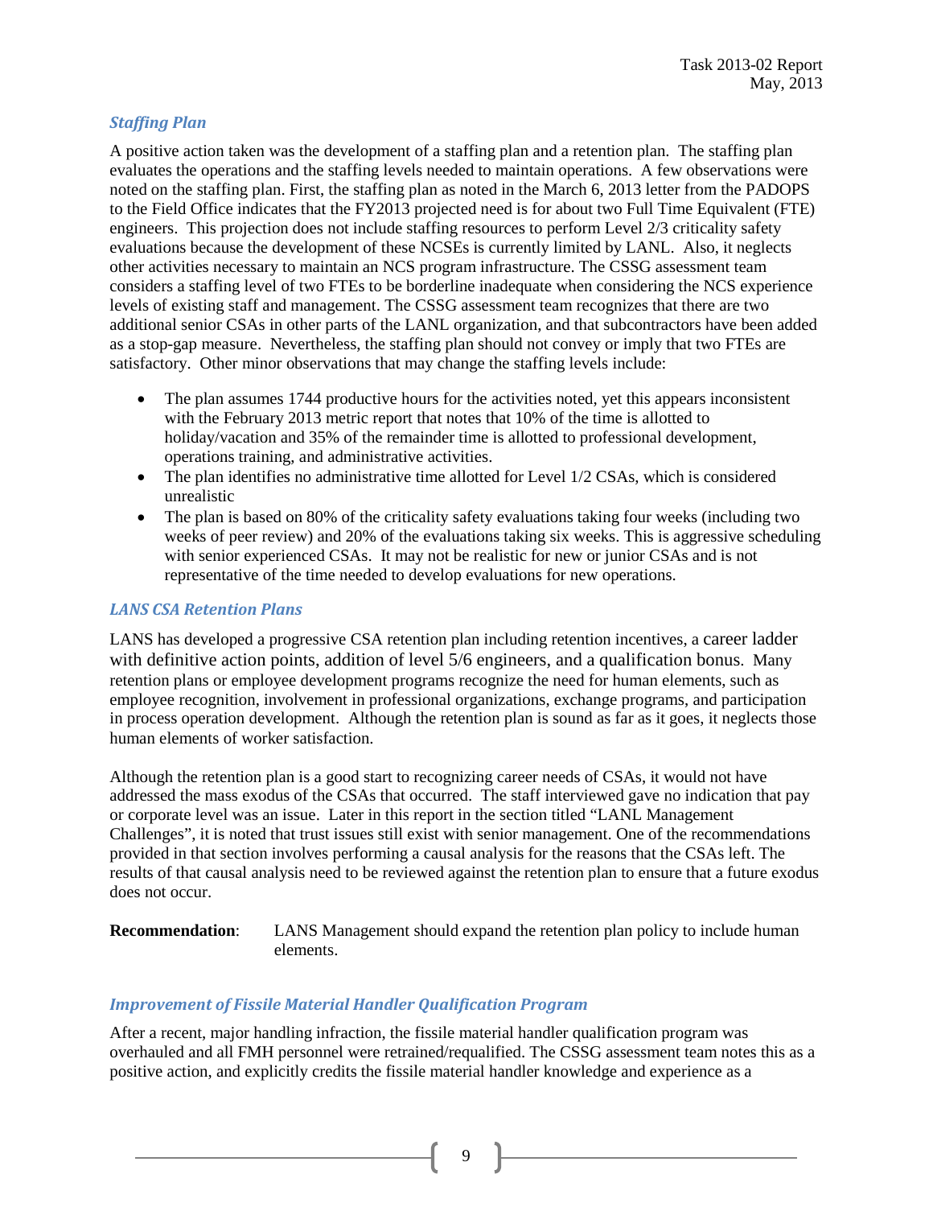### *Staffing Plan*

A positive action taken was the development of a staffing plan and a retention plan. The staffing plan evaluates the operations and the staffing levels needed to maintain operations. A few observations were noted on the staffing plan. First, the staffing plan as noted in the March 6, 2013 letter from the PADOPS to the Field Office indicates that the FY2013 projected need is for about two Full Time Equivalent (FTE) engineers. This projection does not include staffing resources to perform Level 2/3 criticality safety evaluations because the development of these NCSEs is currently limited by LANL. Also, it neglects other activities necessary to maintain an NCS program infrastructure. The CSSG assessment team considers a staffing level of two FTEs to be borderline inadequate when considering the NCS experience levels of existing staff and management. The CSSG assessment team recognizes that there are two additional senior CSAs in other parts of the LANL organization, and that subcontractors have been added as a stop-gap measure. Nevertheless, the staffing plan should not convey or imply that two FTEs are satisfactory. Other minor observations that may change the staffing levels include:

- The plan assumes 1744 productive hours for the activities noted, yet this appears inconsistent with the February 2013 metric report that notes that 10% of the time is allotted to holiday/vacation and 35% of the remainder time is allotted to professional development, operations training, and administrative activities.
- The plan identifies no administrative time allotted for Level 1/2 CSAs, which is considered unrealistic
- The plan is based on 80% of the criticality safety evaluations taking four weeks (including two weeks of peer review) and 20% of the evaluations taking six weeks. This is aggressive scheduling with senior experienced CSAs. It may not be realistic for new or junior CSAs and is not representative of the time needed to develop evaluations for new operations.

### *LANS CSA Retention Plans*

LANS has developed a progressive CSA retention plan including retention incentives, a career ladder with definitive action points, addition of level 5/6 engineers, and a qualification bonus. Many retention plans or employee development programs recognize the need for human elements, such as employee recognition, involvement in professional organizations, exchange programs, and participation in process operation development. Although the retention plan is sound as far as it goes, it neglects those human elements of worker satisfaction.

Although the retention plan is a good start to recognizing career needs of CSAs, it would not have addressed the mass exodus of the CSAs that occurred. The staff interviewed gave no indication that pay or corporate level was an issue. Later in this report in the section titled "LANL Management Challenges", it is noted that trust issues still exist with senior management. One of the recommendations provided in that section involves performing a causal analysis for the reasons that the CSAs left. The results of that causal analysis need to be reviewed against the retention plan to ensure that a future exodus does not occur.

**Recommendation**: LANS Management should expand the retention plan policy to include human elements.

### *Improvement of Fissile Material Handler Qualification Program*

After a recent, major handling infraction, the fissile material handler qualification program was overhauled and all FMH personnel were retrained/requalified. The CSSG assessment team notes this as a positive action, and explicitly credits the fissile material handler knowledge and experience as a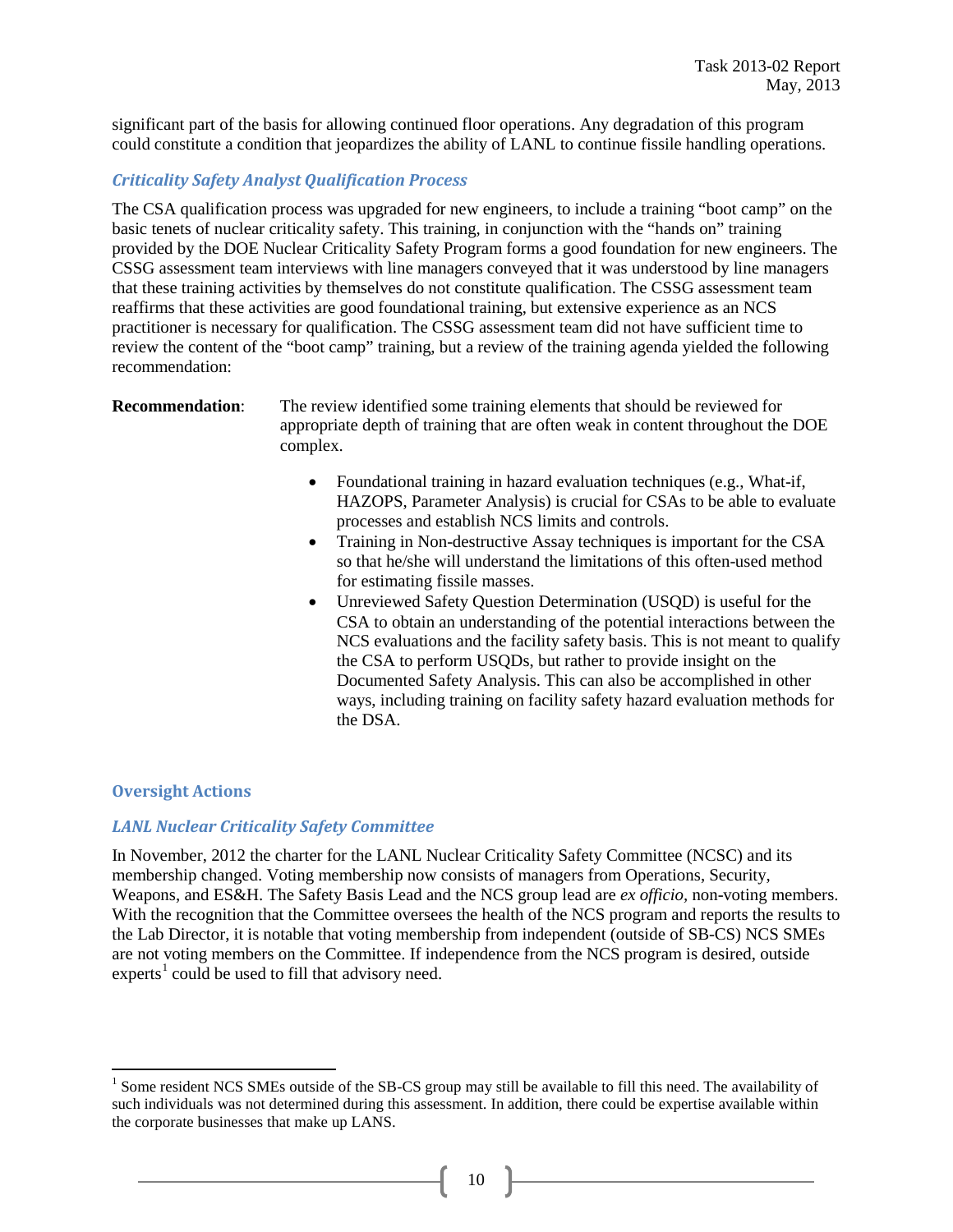significant part of the basis for allowing continued floor operations. Any degradation of this program could constitute a condition that jeopardizes the ability of LANL to continue fissile handling operations.

### *Criticality Safety Analyst Qualification Process*

The CSA qualification process was upgraded for new engineers, to include a training "boot camp" on the basic tenets of nuclear criticality safety. This training, in conjunction with the "hands on" training provided by the DOE Nuclear Criticality Safety Program forms a good foundation for new engineers. The CSSG assessment team interviews with line managers conveyed that it was understood by line managers that these training activities by themselves do not constitute qualification. The CSSG assessment team reaffirms that these activities are good foundational training, but extensive experience as an NCS practitioner is necessary for qualification. The CSSG assessment team did not have sufficient time to review the content of the "boot camp" training, but a review of the training agenda yielded the following recommendation:

**Recommendation**: The review identified some training elements that should be reviewed for appropriate depth of training that are often weak in content throughout the DOE complex.

- Foundational training in hazard evaluation techniques (e.g., What-if, HAZOPS, Parameter Analysis) is crucial for CSAs to be able to evaluate processes and establish NCS limits and controls.
- Training in Non-destructive Assay techniques is important for the CSA so that he/she will understand the limitations of this often-used method for estimating fissile masses.
- Unreviewed Safety Question Determination (USQD) is useful for the CSA to obtain an understanding of the potential interactions between the NCS evaluations and the facility safety basis. This is not meant to qualify the CSA to perform USQDs, but rather to provide insight on the Documented Safety Analysis. This can also be accomplished in other ways, including training on facility safety hazard evaluation methods for the DSA.

## Oversight Actions

### *LANL Nuclear Criticality Safety Committee*

In November, 2012 the charter for the LANL Nuclear Criticality Safety Committee (NCSC) and its membership changed. Voting membership now consists of managers from Operations, Security, Weapons, and ES&H. The Safety Basis Lead and the NCS group lead are *ex officio*, non-voting members. With the recognition that the Committee oversees the health of the NCS program and reports the results to the Lab Director, it is notable that voting membership from independent (outside of SB-CS) NCS SMEs are not voting members on the Committee. If independence from the NCS program is desired, outside experts[1] could be used to fill that advisory need.

[1] Some resident NCS SMEs outside of the SB-CS group may still be available to fill this need. The availability of such individuals was not determined during this assessment. In addition, there could be expertise available within the corporate businesses that make up LANS.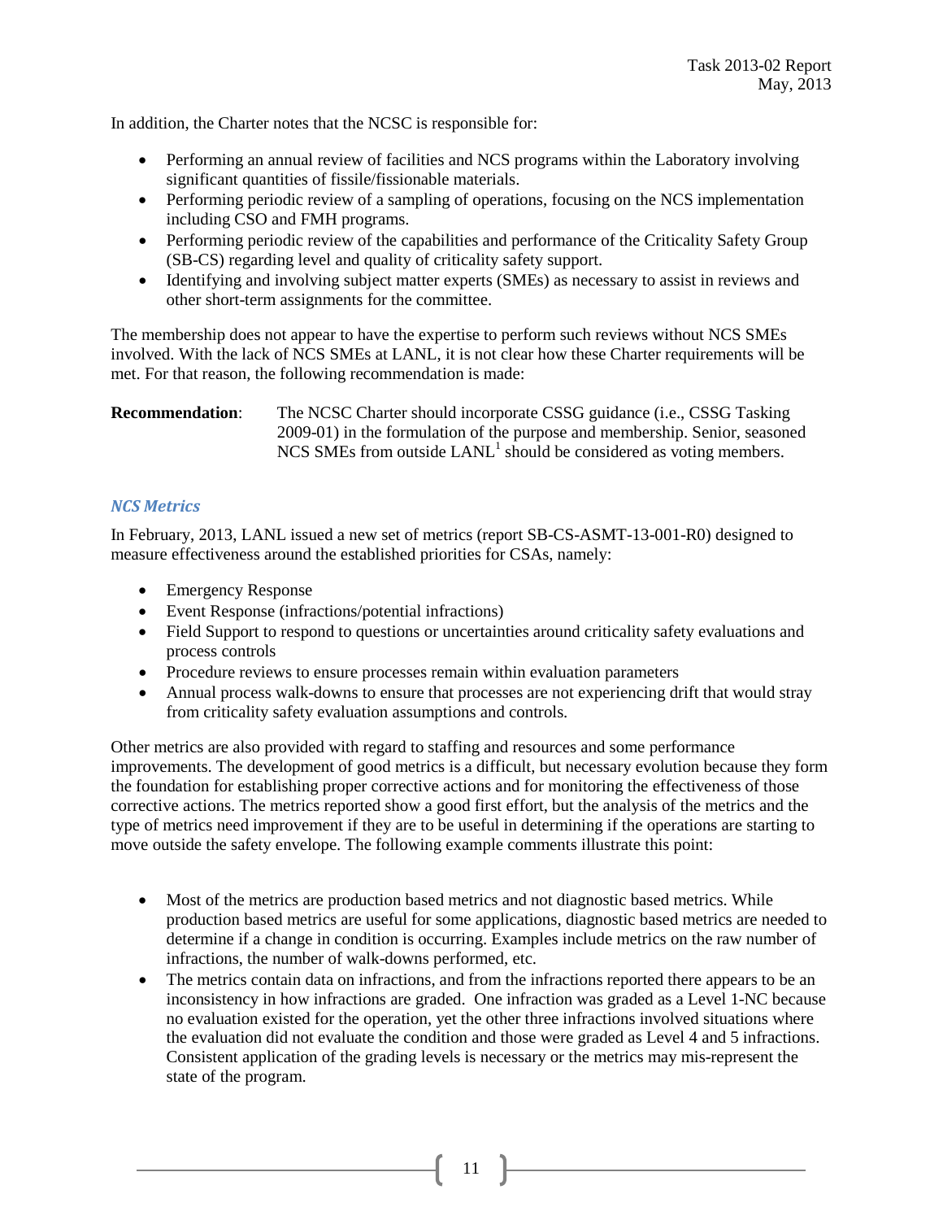In addition, the Charter notes that the NCSC is responsible for:

- Performing an annual review of facilities and NCS programs within the Laboratory involving significant quantities of fissile/fissionable materials.
- Performing periodic review of a sampling of operations, focusing on the NCS implementation including CSO and FMH programs.
- Performing periodic review of the capabilities and performance of the Criticality Safety Group (SB-CS) regarding level and quality of criticality safety support.
- Identifying and involving subject matter experts (SMEs) as necessary to assist in reviews and other short-term assignments for the committee.

The membership does not appear to have the expertise to perform such reviews without NCS SMEs involved. With the lack of NCS SMEs at LANL, it is not clear how these Charter requirements will be met. For that reason, the following recommendation is made:

**Recommendation**: The NCSC Charter should incorporate CSSG guidance (i.e., CSSG Tasking 2009-01) in the formulation of the purpose and membership. Senior, seasoned NCS SMEs from outside LANL[1] should be considered as voting members.

### *NCS Metrics*

In February, 2013, LANL issued a new set of metrics (report SB-CS-ASMT-13-001-R0) designed to measure effectiveness around the established priorities for CSAs, namely:

- Emergency Response
- Event Response (infractions/potential infractions)
- Field Support to respond to questions or uncertainties around criticality safety evaluations and process controls
- Procedure reviews to ensure processes remain within evaluation parameters
- Annual process walk-downs to ensure that processes are not experiencing drift that would stray from criticality safety evaluation assumptions and controls.

Other metrics are also provided with regard to staffing and resources and some performance improvements. The development of good metrics is a difficult, but necessary evolution because they form the foundation for establishing proper corrective actions and for monitoring the effectiveness of those corrective actions. The metrics reported show a good first effort, but the analysis of the metrics and the type of metrics need improvement if they are to be useful in determining if the operations are starting to move outside the safety envelope. The following example comments illustrate this point:

- Most of the metrics are production based metrics and not diagnostic based metrics. While production based metrics are useful for some applications, diagnostic based metrics are needed to determine if a change in condition is occurring. Examples include metrics on the raw number of infractions, the number of walk-downs performed, etc.
- The metrics contain data on infractions, and from the infractions reported there appears to be an inconsistency in how infractions are graded. One infraction was graded as a Level 1-NC because no evaluation existed for the operation, yet the other three infractions involved situations where the evaluation did not evaluate the condition and those were graded as Level 4 and 5 infractions. Consistent application of the grading levels is necessary or the metrics may mis-represent the state of the program.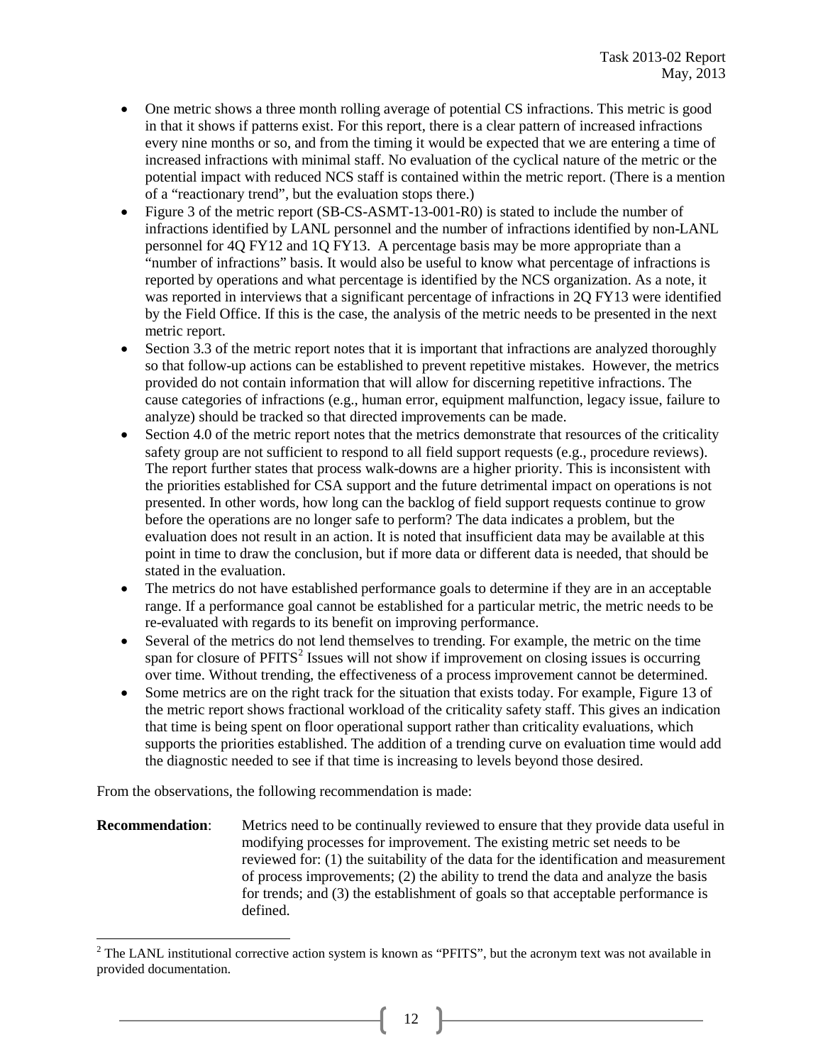- One metric shows a three month rolling average of potential CS infractions. This metric is good in that it shows if patterns exist. For this report, there is a clear pattern of increased infractions every nine months or so, and from the timing it would be expected that we are entering a time of increased infractions with minimal staff. No evaluation of the cyclical nature of the metric or the potential impact with reduced NCS staff is contained within the metric report. (There is a mention of a "reactionary trend", but the evaluation stops there.)
- Figure 3 of the metric report (SB-CS-ASMT-13-001-R0) is stated to include the number of infractions identified by LANL personnel and the number of infractions identified by non-LANL personnel for 4Q FY12 and 1Q FY13. A percentage basis may be more appropriate than a "number of infractions" basis. It would also be useful to know what percentage of infractions is reported by operations and what percentage is identified by the NCS organization. As a note, it was reported in interviews that a significant percentage of infractions in 2Q FY13 were identified by the Field Office. If this is the case, the analysis of the metric needs to be presented in the next metric report.
- Section 3.3 of the metric report notes that it is important that infractions are analyzed thoroughly so that follow-up actions can be established to prevent repetitive mistakes. However, the metrics provided do not contain information that will allow for discerning repetitive infractions. The cause categories of infractions (e.g., human error, equipment malfunction, legacy issue, failure to analyze) should be tracked so that directed improvements can be made.
- Section 4.0 of the metric report notes that the metrics demonstrate that resources of the criticality safety group are not sufficient to respond to all field support requests (e.g., procedure reviews). The report further states that process walk-downs are a higher priority. This is inconsistent with the priorities established for CSA support and the future detrimental impact on operations is not presented. In other words, how long can the backlog of field support requests continue to grow before the operations are no longer safe to perform? The data indicates a problem, but the evaluation does not result in an action. It is noted that insufficient data may be available at this point in time to draw the conclusion, but if more data or different data is needed, that should be stated in the evaluation.
- The metrics do not have established performance goals to determine if they are in an acceptable range. If a performance goal cannot be established for a particular metric, the metric needs to be re-evaluated with regards to its benefit on improving performance.
- Several of the metrics do not lend themselves to trending. For example, the metric on the time span for closure of PFITS[2] Issues will not show if improvement on closing issues is occurring over time. Without trending, the effectiveness of a process improvement cannot be determined.
- Some metrics are on the right track for the situation that exists today. For example, Figure 13 of the metric report shows fractional workload of the criticality safety staff. This gives an indication that time is being spent on floor operational support rather than criticality evaluations, which supports the priorities established. The addition of a trending curve on evaluation time would add the diagnostic needed to see if that time is increasing to levels beyond those desired.

From the observations, the following recommendation is made:

**Recommendation**: Metrics need to be continually reviewed to ensure that they provide data useful in modifying processes for improvement. The existing metric set needs to be reviewed for: (1) the suitability of the data for the identification and measurement of process improvements; (2) the ability to trend the data and analyze the basis for trends; and (3) the establishment of goals so that acceptable performance is defined.

[2] The LANL institutional corrective action system is known as "PFITS", but the acronym text was not available in provided documentation.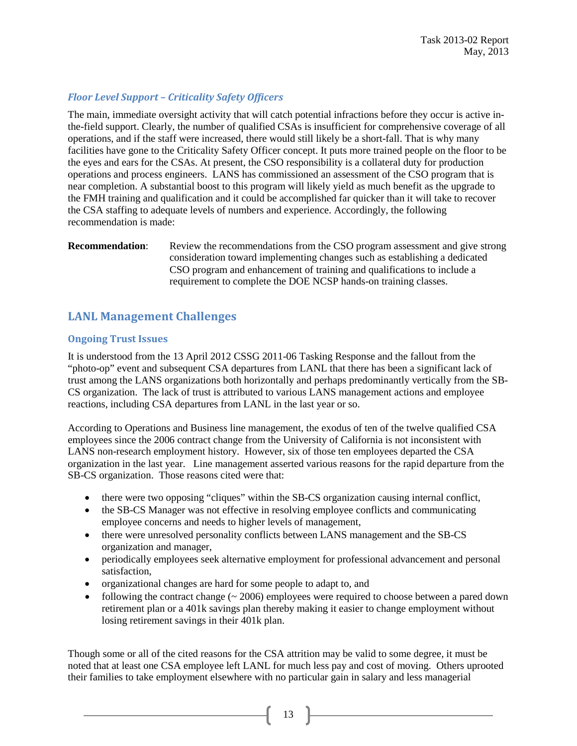### *Floor Level Support – Criticality Safety Officers*

The main, immediate oversight activity that will catch potential infractions before they occur is active in-the-field support. Clearly, the number of qualified CSAs is insufficient for comprehensive coverage of all operations, and if the staff were increased, there would still likely be a short-fall. That is why many facilities have gone to the Criticality Safety Officer concept. It puts more trained people on the floor to be the eyes and ears for the CSAs. At present, the CSO responsibility is a collateral duty for production operations and process engineers. LANS has commissioned an assessment of the CSO program that is near completion. A substantial boost to this program will likely yield as much benefit as the upgrade to the FMH training and qualification and it could be accomplished far quicker than it will take to recover the CSA staffing to adequate levels of numbers and experience. Accordingly, the following recommendation is made:

**Recommendation**: Review the recommendations from the CSO program assessment and give strong consideration toward implementing changes such as establishing a dedicated CSO program and enhancement of training and qualifications to include a requirement to complete the DOE NCSP hands-on training classes.

## LANL Management Challenges

### Ongoing Trust Issues

It is understood from the 13 April 2012 CSSG 2011-06 Tasking Response and the fallout from the "photo-op" event and subsequent CSA departures from LANL that there has been a significant lack of trust among the LANS organizations both horizontally and perhaps predominantly vertically from the SB-CS organization. The lack of trust is attributed to various LANS management actions and employee reactions, including CSA departures from LANL in the last year or so.

According to Operations and Business line management, the exodus of ten of the twelve qualified CSA employees since the 2006 contract change from the University of California is not inconsistent with LANS non-research employment history. However, six of those ten employees departed the CSA organization in the last year. Line management asserted various reasons for the rapid departure from the SB-CS organization. Those reasons cited were that:

- there were two opposing "cliques" within the SB-CS organization causing internal conflict,
- the SB-CS Manager was not effective in resolving employee conflicts and communicating employee concerns and needs to higher levels of management,
- there were unresolved personality conflicts between LANS management and the SB-CS organization and manager,
- periodically employees seek alternative employment for professional advancement and personal satisfaction,
- organizational changes are hard for some people to adapt to, and
- following the contract change (~ 2006) employees were required to choose between a pared down retirement plan or a 401k savings plan thereby making it easier to change employment without losing retirement savings in their 401k plan.

Though some or all of the cited reasons for the CSA attrition may be valid to some degree, it must be noted that at least one CSA employee left LANL for much less pay and cost of moving. Others uprooted their families to take employment elsewhere with no particular gain in salary and less managerial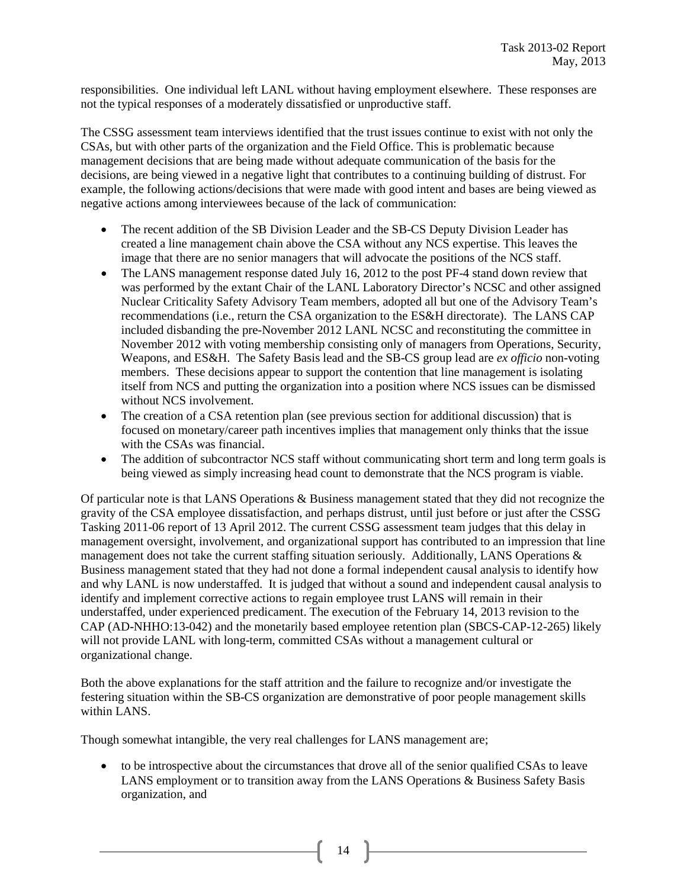responsibilities. One individual left LANL without having employment elsewhere. These responses are not the typical responses of a moderately dissatisfied or unproductive staff.

The CSSG assessment team interviews identified that the trust issues continue to exist with not only the CSAs, but with other parts of the organization and the Field Office. This is problematic because management decisions that are being made without adequate communication of the basis for the decisions, are being viewed in a negative light that contributes to a continuing building of distrust. For example, the following actions/decisions that were made with good intent and bases are being viewed as negative actions among interviewees because of the lack of communication:

- The recent addition of the SB Division Leader and the SB-CS Deputy Division Leader has created a line management chain above the CSA without any NCS expertise. This leaves the image that there are no senior managers that will advocate the positions of the NCS staff.
- The LANS management response dated July 16, 2012 to the post PF-4 stand down review that was performed by the extant Chair of the LANL Laboratory Director's NCSC and other assigned Nuclear Criticality Safety Advisory Team members, adopted all but one of the Advisory Team's recommendations (i.e., return the CSA organization to the ES&H directorate). The LANS CAP included disbanding the pre-November 2012 LANL NCSC and reconstituting the committee in November 2012 with voting membership consisting only of managers from Operations, Security, Weapons, and ES&H. The Safety Basis lead and the SB-CS group lead are *ex officio* non-voting members. These decisions appear to support the contention that line management is isolating itself from NCS and putting the organization into a position where NCS issues can be dismissed without NCS involvement.
- The creation of a CSA retention plan (see previous section for additional discussion) that is focused on monetary/career path incentives implies that management only thinks that the issue with the CSAs was financial.
- The addition of subcontractor NCS staff without communicating short term and long term goals is being viewed as simply increasing head count to demonstrate that the NCS program is viable.

Of particular note is that LANS Operations & Business management stated that they did not recognize the gravity of the CSA employee dissatisfaction, and perhaps distrust, until just before or just after the CSSG Tasking 2011-06 report of 13 April 2012. The current CSSG assessment team judges that this delay in management oversight, involvement, and organizational support has contributed to an impression that line management does not take the current staffing situation seriously. Additionally, LANS Operations & Business management stated that they had not done a formal independent causal analysis to identify how and why LANL is now understaffed. It is judged that without a sound and independent causal analysis to identify and implement corrective actions to regain employee trust LANS will remain in their understaffed, under experienced predicament. The execution of the February 14, 2013 revision to the CAP (AD-NHHO:13-042) and the monetarily based employee retention plan (SBCS-CAP-12-265) likely will not provide LANL with long-term, committed CSAs without a management cultural or organizational change.

Both the above explanations for the staff attrition and the failure to recognize and/or investigate the festering situation within the SB-CS organization are demonstrative of poor people management skills within LANS.

Though somewhat intangible, the very real challenges for LANS management are;

- to be introspective about the circumstances that drove all of the senior qualified CSAs to leave LANS employment or to transition away from the LANS Operations & Business Safety Basis organization, and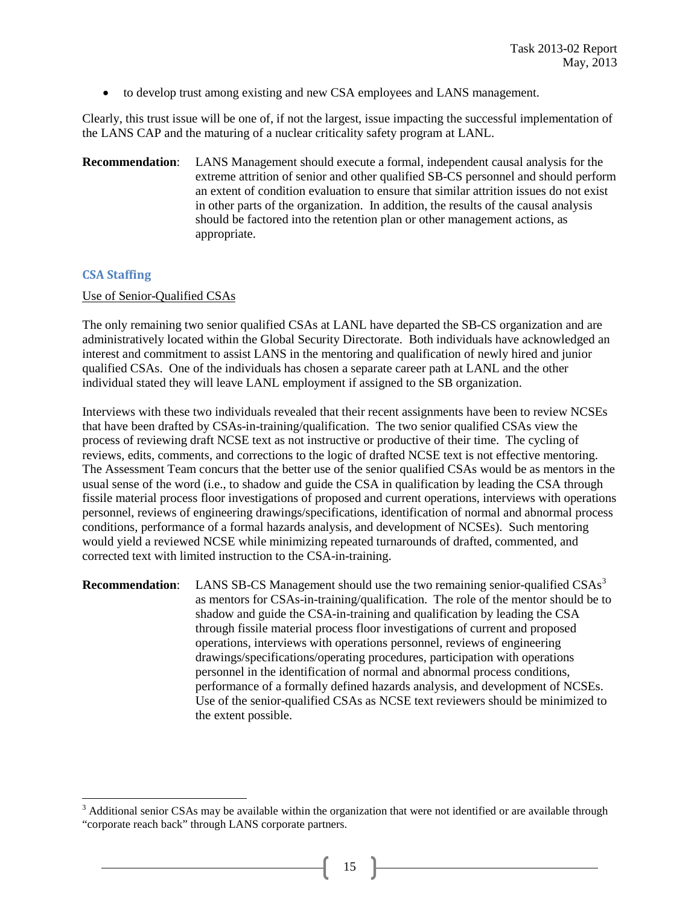- to develop trust among existing and new CSA employees and LANS management.

Clearly, this trust issue will be one of, if not the largest, issue impacting the successful implementation of the LANS CAP and the maturing of a nuclear criticality safety program at LANL.

**Recommendation**: LANS Management should execute a formal, independent causal analysis for the extreme attrition of senior and other qualified SB-CS personnel and should perform an extent of condition evaluation to ensure that similar attrition issues do not exist in other parts of the organization. In addition, the results of the causal analysis should be factored into the retention plan or other management actions, as appropriate.

### CSA Staffing

Use of Senior-Qualified CSAs

The only remaining two senior qualified CSAs at LANL have departed the SB-CS organization and are administratively located within the Global Security Directorate. Both individuals have acknowledged an interest and commitment to assist LANS in the mentoring and qualification of newly hired and junior qualified CSAs. One of the individuals has chosen a separate career path at LANL and the other individual stated they will leave LANL employment if assigned to the SB organization.

Interviews with these two individuals revealed that their recent assignments have been to review NCSEs that have been drafted by CSAs-in-training/qualification. The two senior qualified CSAs view the process of reviewing draft NCSE text as not instructive or productive of their time. The cycling of reviews, edits, comments, and corrections to the logic of drafted NCSE text is not effective mentoring. The Assessment Team concurs that the better use of the senior qualified CSAs would be as mentors in the usual sense of the word (i.e., to shadow and guide the CSA in qualification by leading the CSA through fissile material process floor investigations of proposed and current operations, interviews with operations personnel, reviews of engineering drawings/specifications, identification of normal and abnormal process conditions, performance of a formal hazards analysis, and development of NCSEs). Such mentoring would yield a reviewed NCSE while minimizing repeated turnarounds of drafted, commented, and corrected text with limited instruction to the CSA-in-training.

**Recommendation**: LANS SB-CS Management should use the two remaining senior-qualified CSAs[3] as mentors for CSAs-in-training/qualification. The role of the mentor should be to shadow and guide the CSA-in-training and qualification by leading the CSA through fissile material process floor investigations of current and proposed operations, interviews with operations personnel, reviews of engineering drawings/specifications/operating procedures, participation with operations personnel in the identification of normal and abnormal process conditions, performance of a formally defined hazards analysis, and development of NCSEs. Use of the senior-qualified CSAs as NCSE text reviewers should be minimized to the extent possible.

---

[3] Additional senior CSAs may be available within the organization that were not identified or are available through "corporate reach back" through LANS corporate partners.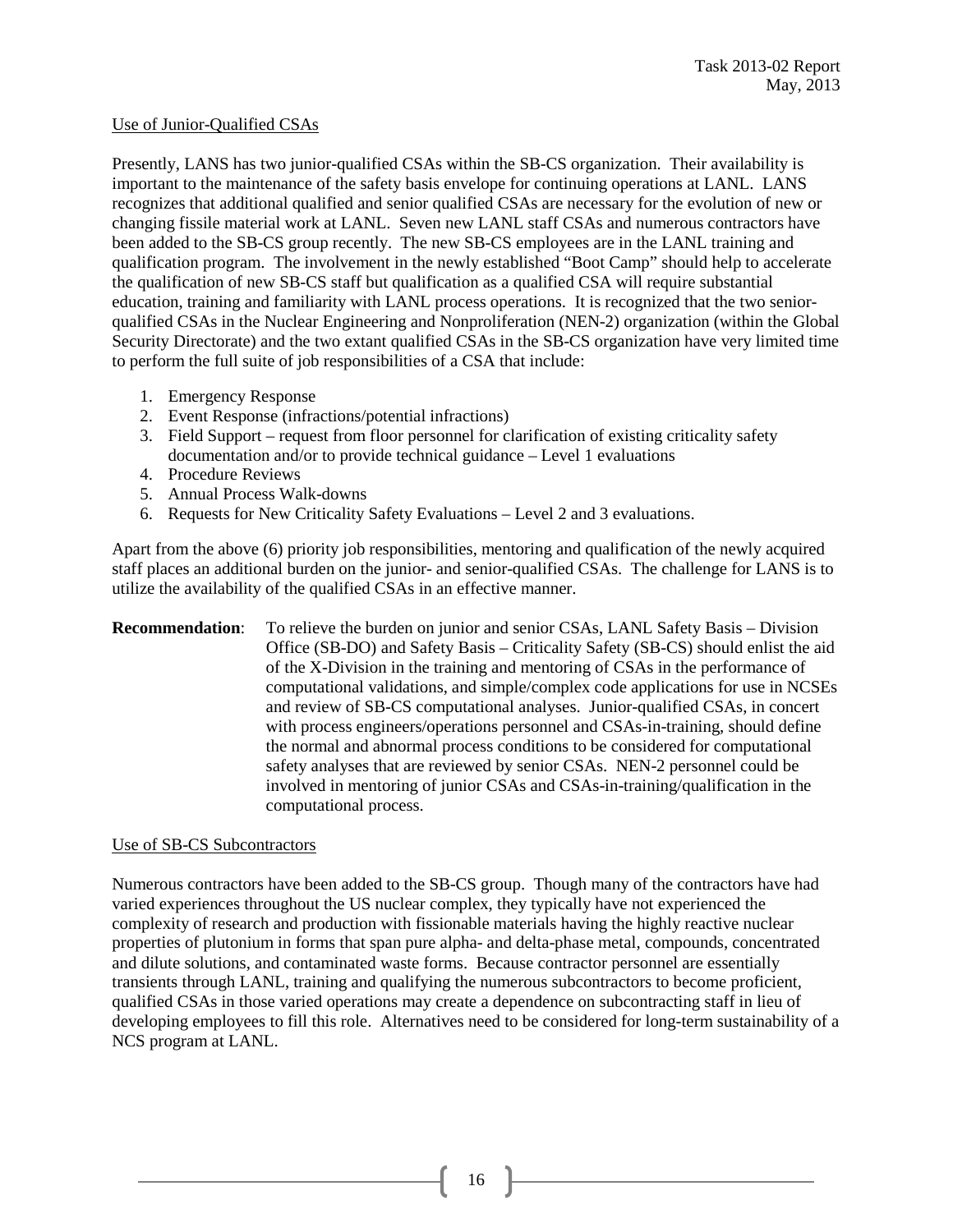Use of Junior-Qualified CSAs

Presently, LANS has two junior-qualified CSAs within the SB-CS organization. Their availability is important to the maintenance of the safety basis envelope for continuing operations at LANL. LANS recognizes that additional qualified and senior qualified CSAs are necessary for the evolution of new or changing fissile material work at LANL. Seven new LANL staff CSAs and numerous contractors have been added to the SB-CS group recently. The new SB-CS employees are in the LANL training and qualification program. The involvement in the newly established "Boot Camp" should help to accelerate the qualification of new SB-CS staff but qualification as a qualified CSA will require substantial education, training and familiarity with LANL process operations. It is recognized that the two senior-qualified CSAs in the Nuclear Engineering and Nonproliferation (NEN-2) organization (within the Global Security Directorate) and the two extant qualified CSAs in the SB-CS organization have very limited time to perform the full suite of job responsibilities of a CSA that include:

1. Emergency Response
2. Event Response (infractions/potential infractions)
3. Field Support – request from floor personnel for clarification of existing criticality safety documentation and/or to provide technical guidance – Level 1 evaluations
4. Procedure Reviews
5. Annual Process Walk-downs
6. Requests for New Criticality Safety Evaluations – Level 2 and 3 evaluations.

Apart from the above (6) priority job responsibilities, mentoring and qualification of the newly acquired staff places an additional burden on the junior- and senior-qualified CSAs. The challenge for LANS is to utilize the availability of the qualified CSAs in an effective manner.

**Recommendation**: To relieve the burden on junior and senior CSAs, LANL Safety Basis – Division Office (SB-DO) and Safety Basis – Criticality Safety (SB-CS) should enlist the aid of the X-Division in the training and mentoring of CSAs in the performance of computational validations, and simple/complex code applications for use in NCSEs and review of SB-CS computational analyses. Junior-qualified CSAs, in concert with process engineers/operations personnel and CSAs-in-training, should define the normal and abnormal process conditions to be considered for computational safety analyses that are reviewed by senior CSAs. NEN-2 personnel could be involved in mentoring of junior CSAs and CSAs-in-training/qualification in the computational process.

Use of SB-CS Subcontractors

Numerous contractors have been added to the SB-CS group. Though many of the contractors have had varied experiences throughout the US nuclear complex, they typically have not experienced the complexity of research and production with fissionable materials having the highly reactive nuclear properties of plutonium in forms that span pure alpha- and delta-phase metal, compounds, concentrated and dilute solutions, and contaminated waste forms. Because contractor personnel are essentially transients through LANL, training and qualifying the numerous subcontractors to become proficient, qualified CSAs in those varied operations may create a dependence on subcontracting staff in lieu of developing employees to fill this role. Alternatives need to be considered for long-term sustainability of a NCS program at LANL.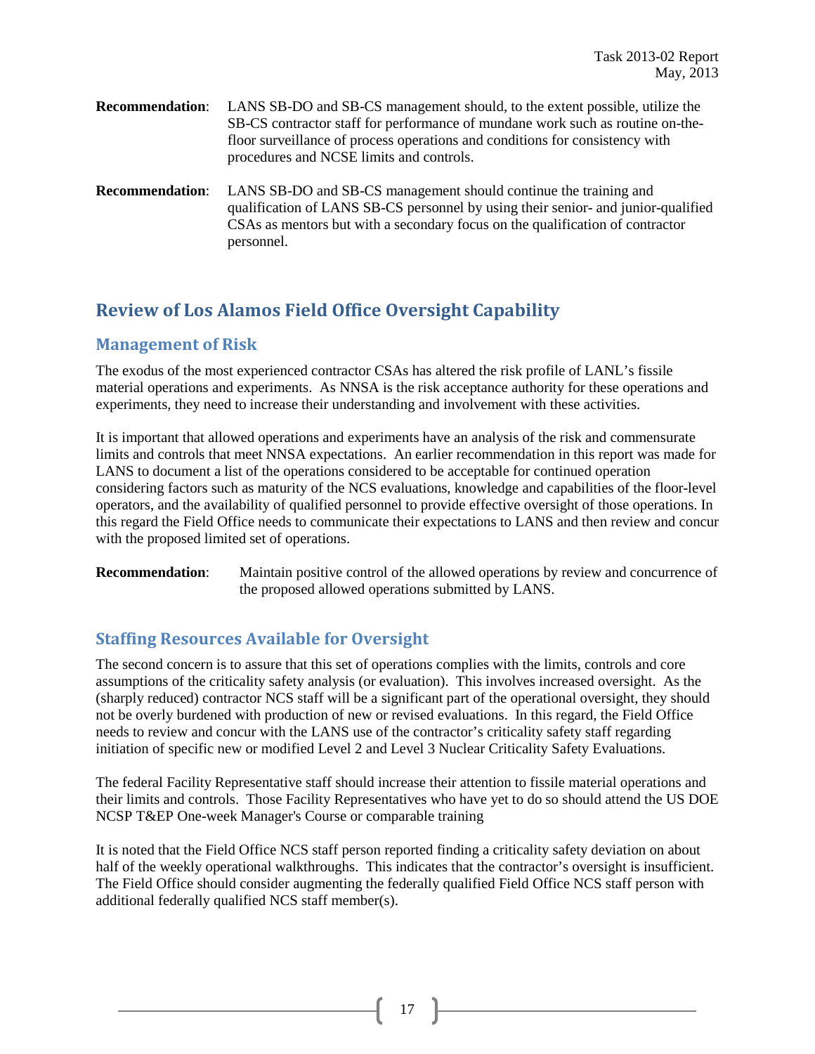**Recommendation**: LANS SB-DO and SB-CS management should, to the extent possible, utilize the SB-CS contractor staff for performance of mundane work such as routine on-the-floor surveillance of process operations and conditions for consistency with procedures and NCSE limits and controls.

**Recommendation**: LANS SB-DO and SB-CS management should continue the training and qualification of LANS SB-CS personnel by using their senior- and junior-qualified CSAs as mentors but with a secondary focus on the qualification of contractor personnel.

## Review of Los Alamos Field Office Oversight Capability

### Management of Risk

The exodus of the most experienced contractor CSAs has altered the risk profile of LANL's fissile material operations and experiments. As NNSA is the risk acceptance authority for these operations and experiments, they need to increase their understanding and involvement with these activities.

It is important that allowed operations and experiments have an analysis of the risk and commensurate limits and controls that meet NNSA expectations. An earlier recommendation in this report was made for LANS to document a list of the operations considered to be acceptable for continued operation considering factors such as maturity of the NCS evaluations, knowledge and capabilities of the floor-level operators, and the availability of qualified personnel to provide effective oversight of those operations. In this regard the Field Office needs to communicate their expectations to LANS and then review and concur with the proposed limited set of operations.

**Recommendation**: Maintain positive control of the allowed operations by review and concurrence of the proposed allowed operations submitted by LANS.

### Staffing Resources Available for Oversight

The second concern is to assure that this set of operations complies with the limits, controls and core assumptions of the criticality safety analysis (or evaluation). This involves increased oversight. As the (sharply reduced) contractor NCS staff will be a significant part of the operational oversight, they should not be overly burdened with production of new or revised evaluations. In this regard, the Field Office needs to review and concur with the LANS use of the contractor's criticality safety staff regarding initiation of specific new or modified Level 2 and Level 3 Nuclear Criticality Safety Evaluations.

The federal Facility Representative staff should increase their attention to fissile material operations and their limits and controls. Those Facility Representatives who have yet to do so should attend the US DOE NCSP T&EP One-week Manager's Course or comparable training

It is noted that the Field Office NCS staff person reported finding a criticality safety deviation on about half of the weekly operational walkthroughs. This indicates that the contractor's oversight is insufficient. The Field Office should consider augmenting the federally qualified Field Office NCS staff person with additional federally qualified NCS staff member(s).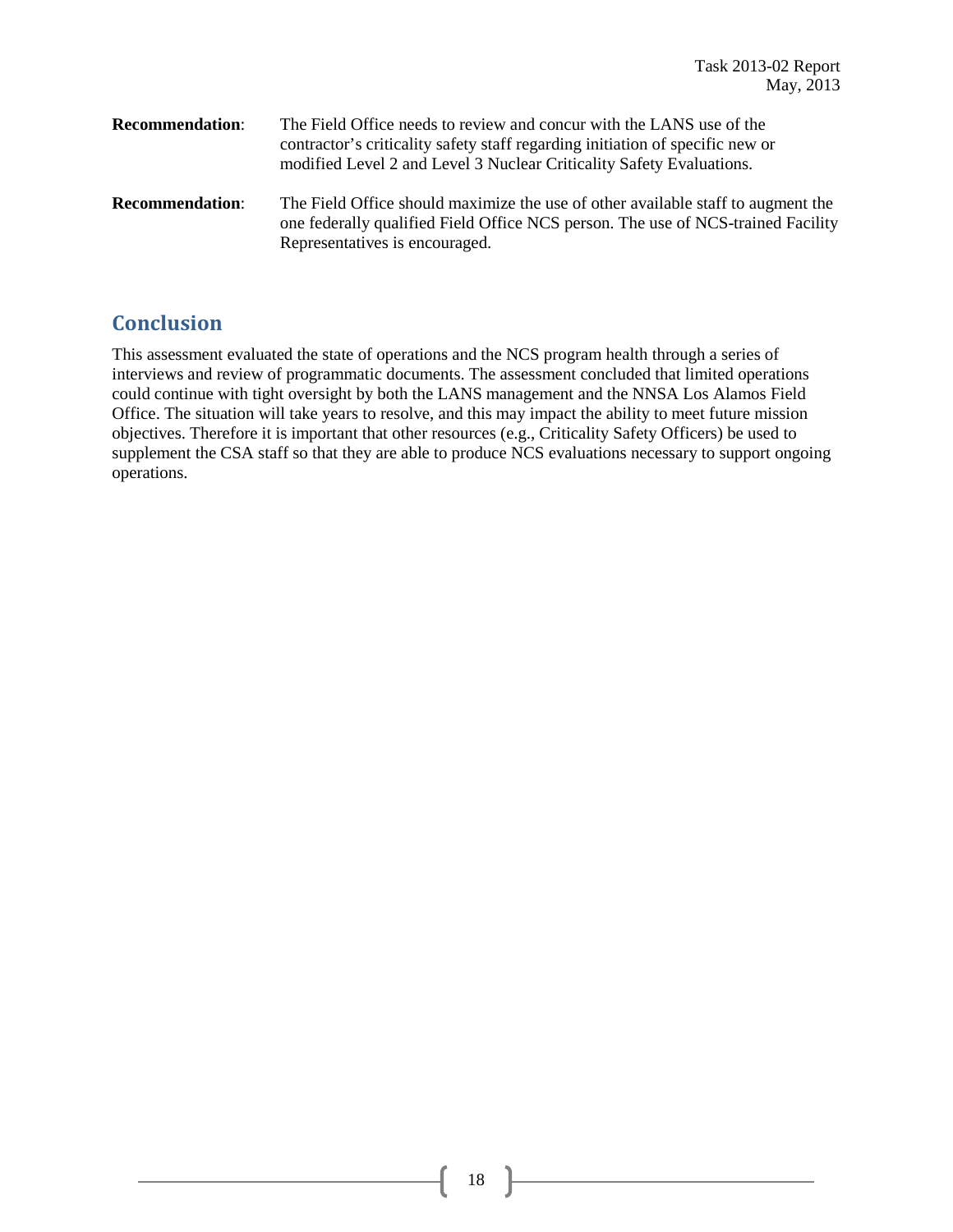**Recommendation**: The Field Office needs to review and concur with the LANS use of the contractor's criticality safety staff regarding initiation of specific new or modified Level 2 and Level 3 Nuclear Criticality Safety Evaluations.

**Recommendation**: The Field Office should maximize the use of other available staff to augment the one federally qualified Field Office NCS person. The use of NCS-trained Facility Representatives is encouraged.

## Conclusion

This assessment evaluated the state of operations and the NCS program health through a series of interviews and review of programmatic documents. The assessment concluded that limited operations could continue with tight oversight by both the LANS management and the NNSA Los Alamos Field Office. The situation will take years to resolve, and this may impact the ability to meet future mission objectives. Therefore it is important that other resources (e.g., Criticality Safety Officers) be used to supplement the CSA staff so that they are able to produce NCS evaluations necessary to support ongoing operations.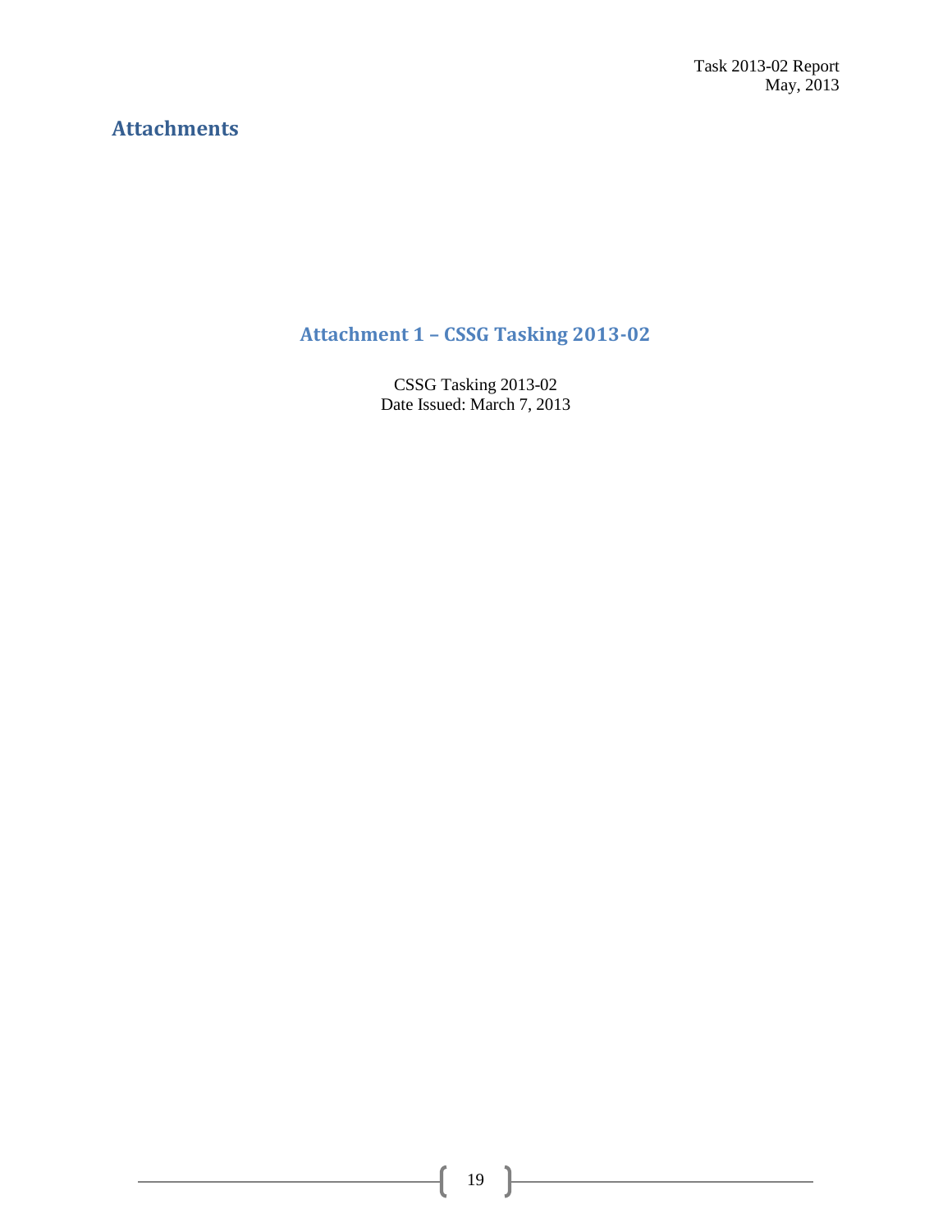# Attachments

## Attachment 1 – CSSG Tasking 2013-02

CSSG Tasking 2013-02
Date Issued: March 7, 2013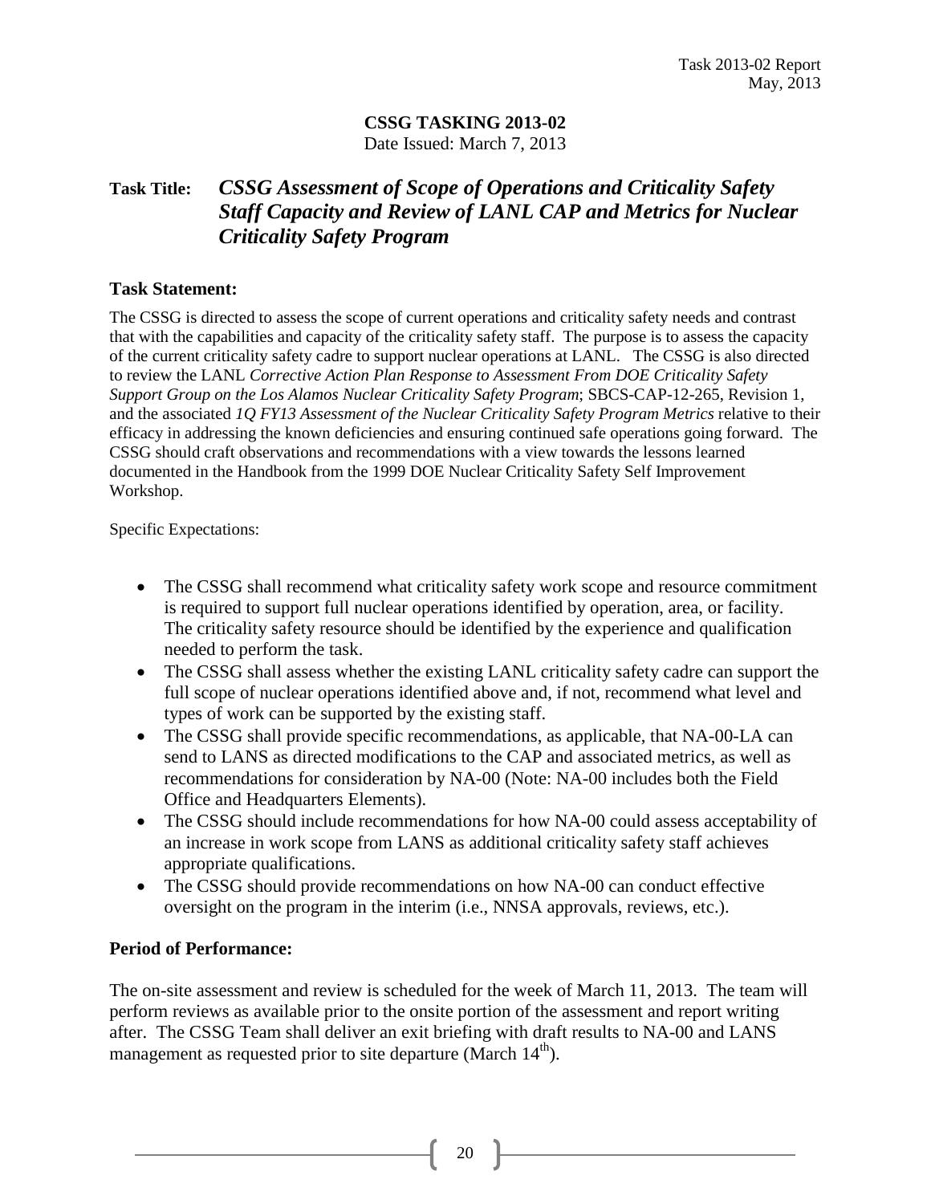**CSSG TASKING 2013-02**

Date Issued: March 7, 2013

**Task Title:** ***CSSG Assessment of Scope of Operations and Criticality Safety Staff Capacity and Review of LANL CAP and Metrics for Nuclear Criticality Safety Program***

### Task Statement:

The CSSG is directed to assess the scope of current operations and criticality safety needs and contrast that with the capabilities and capacity of the criticality safety staff. The purpose is to assess the capacity of the current criticality safety cadre to support nuclear operations at LANL. The CSSG is also directed to review the LANL *Corrective Action Plan Response to Assessment From DOE Criticality Safety Support Group on the Los Alamos Nuclear Criticality Safety Program*; SBCS-CAP-12-265, Revision 1, and the associated *1Q FY13 Assessment of the Nuclear Criticality Safety Program Metrics* relative to their efficacy in addressing the known deficiencies and ensuring continued safe operations going forward. The CSSG should craft observations and recommendations with a view towards the lessons learned documented in the Handbook from the 1999 DOE Nuclear Criticality Safety Self Improvement Workshop.

Specific Expectations:

- The CSSG shall recommend what criticality safety work scope and resource commitment is required to support full nuclear operations identified by operation, area, or facility. The criticality safety resource should be identified by the experience and qualification needed to perform the task.
- The CSSG shall assess whether the existing LANL criticality safety cadre can support the full scope of nuclear operations identified above and, if not, recommend what level and types of work can be supported by the existing staff.
- The CSSG shall provide specific recommendations, as applicable, that NA-00-LA can send to LANS as directed modifications to the CAP and associated metrics, as well as recommendations for consideration by NA-00 (Note: NA-00 includes both the Field Office and Headquarters Elements).
- The CSSG should include recommendations for how NA-00 could assess acceptability of an increase in work scope from LANS as additional criticality safety staff achieves appropriate qualifications.
- The CSSG should provide recommendations on how NA-00 can conduct effective oversight on the program in the interim (i.e., NNSA approvals, reviews, etc.).

### Period of Performance:

The on-site assessment and review is scheduled for the week of March 11, 2013. The team will perform reviews as available prior to the onsite portion of the assessment and report writing after. The CSSG Team shall deliver an exit briefing with draft results to NA-00 and LANS management as requested prior to site departure (March 14th).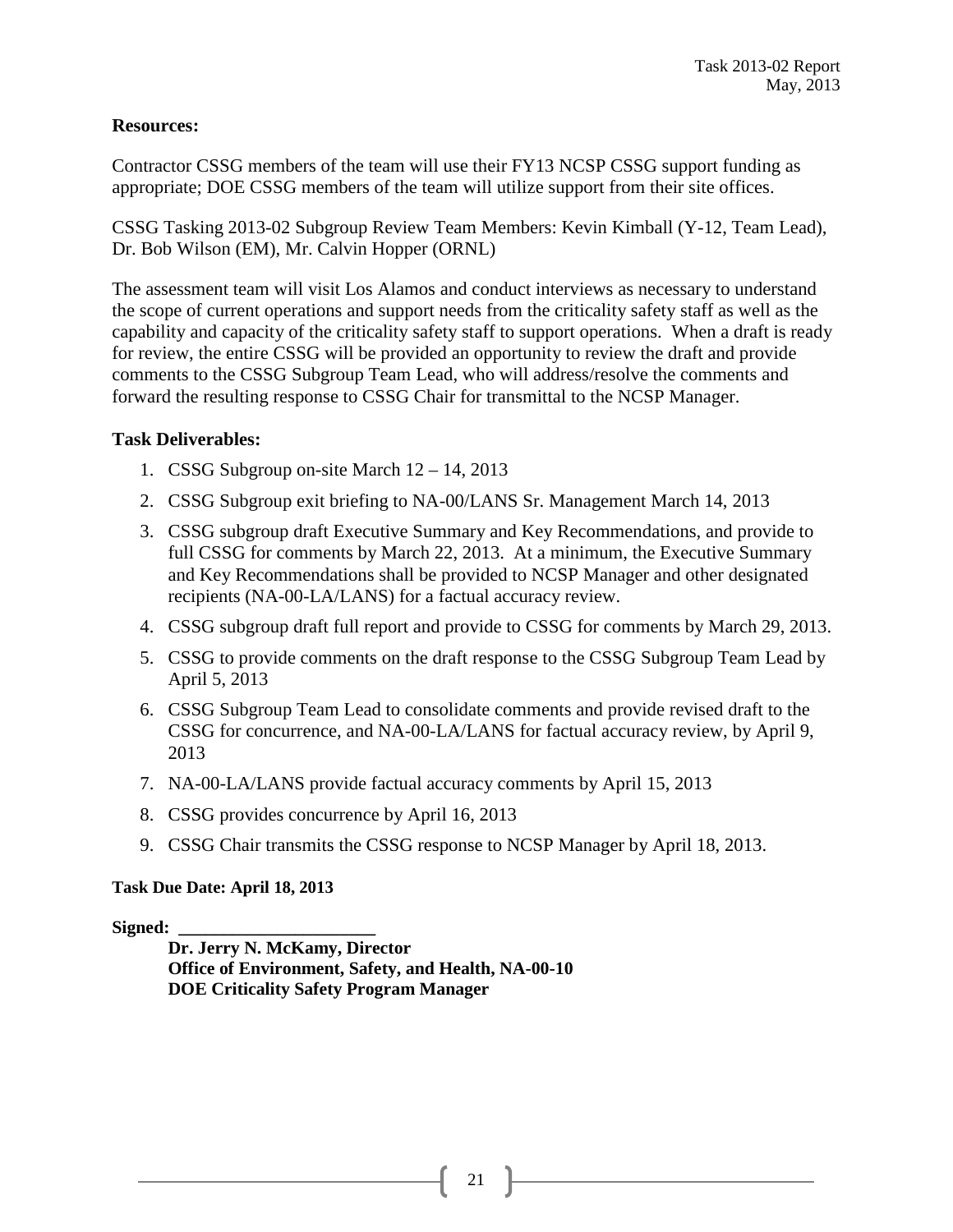**Resources:**

Contractor CSSG members of the team will use their FY13 NCSP CSSG support funding as appropriate; DOE CSSG members of the team will utilize support from their site offices.

CSSG Tasking 2013-02 Subgroup Review Team Members: Kevin Kimball (Y-12, Team Lead), Dr. Bob Wilson (EM), Mr. Calvin Hopper (ORNL)

The assessment team will visit Los Alamos and conduct interviews as necessary to understand the scope of current operations and support needs from the criticality safety staff as well as the capability and capacity of the criticality safety staff to support operations. When a draft is ready for review, the entire CSSG will be provided an opportunity to review the draft and provide comments to the CSSG Subgroup Team Lead, who will address/resolve the comments and forward the resulting response to CSSG Chair for transmittal to the NCSP Manager.

**Task Deliverables:**

1. CSSG Subgroup on-site March 12 – 14, 2013
2. CSSG Subgroup exit briefing to NA-00/LANS Sr. Management March 14, 2013
3. CSSG subgroup draft Executive Summary and Key Recommendations, and provide to full CSSG for comments by March 22, 2013. At a minimum, the Executive Summary and Key Recommendations shall be provided to NCSP Manager and other designated recipients (NA-00-LA/LANS) for a factual accuracy review.
4. CSSG subgroup draft full report and provide to CSSG for comments by March 29, 2013.
5. CSSG to provide comments on the draft response to the CSSG Subgroup Team Lead by April 5, 2013
6. CSSG Subgroup Team Lead to consolidate comments and provide revised draft to the CSSG for concurrence, and NA-00-LA/LANS for factual accuracy review, by April 9, 2013
7. NA-00-LA/LANS provide factual accuracy comments by April 15, 2013
8. CSSG provides concurrence by April 16, 2013
9. CSSG Chair transmits the CSSG response to NCSP Manager by April 18, 2013.

**Task Due Date: April 18, 2013**

**Signed: ______________________**

**Dr. Jerry N. McKamy, Director**
**Office of Environment, Safety, and Health, NA-00-10**
**DOE Criticality Safety Program Manager**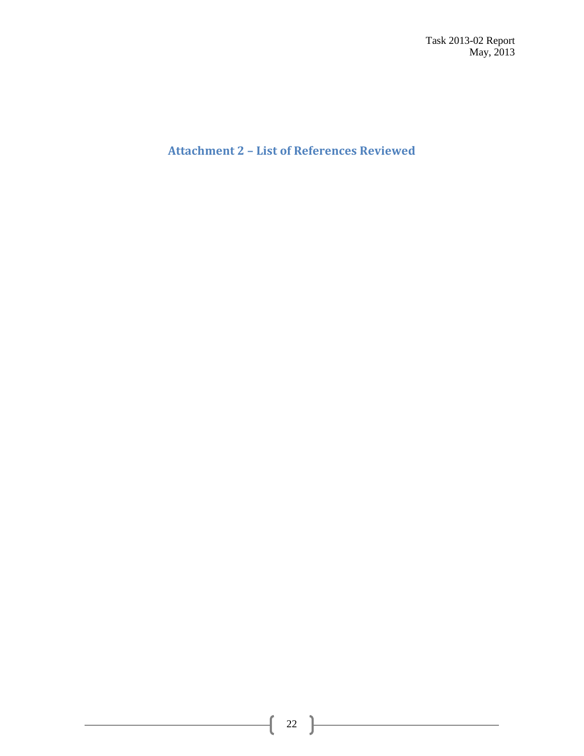# Attachment 2 – List of References Reviewed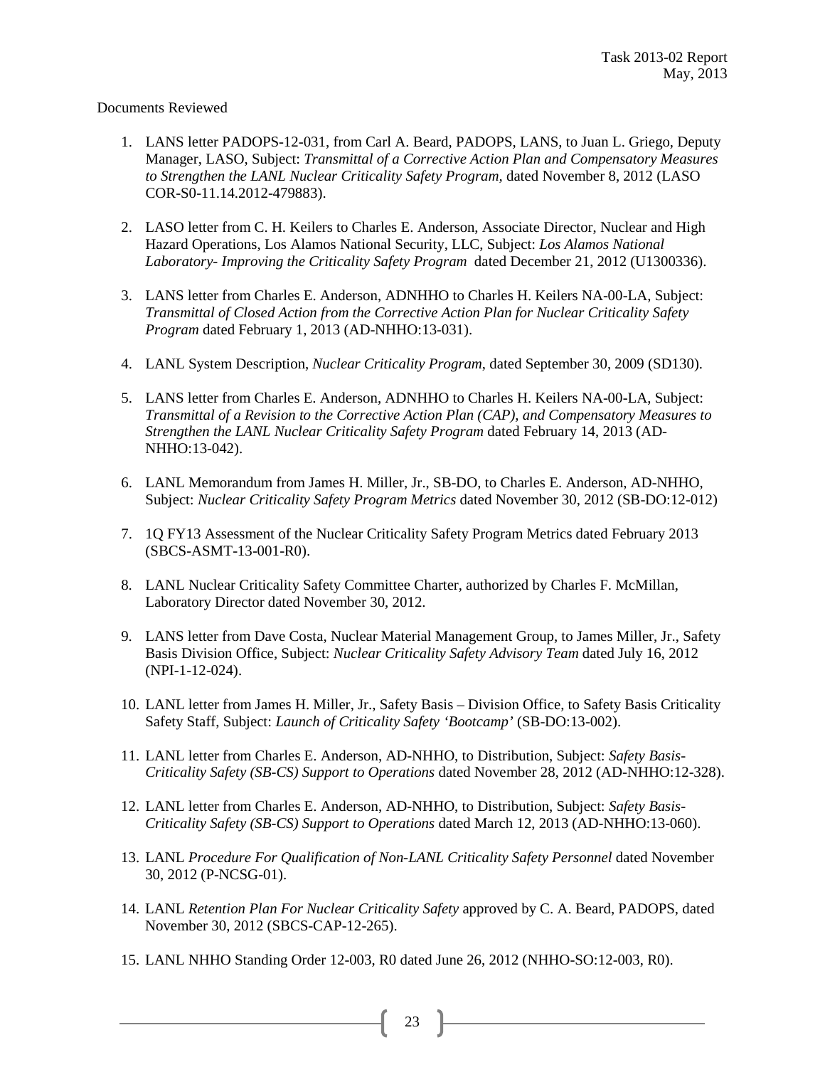Documents Reviewed

1. LANS letter PADOPS-12-031, from Carl A. Beard, PADOPS, LANS, to Juan L. Griego, Deputy Manager, LASO, Subject: *Transmittal of a Corrective Action Plan and Compensatory Measures to Strengthen the LANL Nuclear Criticality Safety Program,* dated November 8, 2012 (LASO COR-S0-11.14.2012-479883).

2. LASO letter from C. H. Keilers to Charles E. Anderson, Associate Director, Nuclear and High Hazard Operations, Los Alamos National Security, LLC, Subject: *Los Alamos National Laboratory- Improving the Criticality Safety Program* dated December 21, 2012 (U1300336).

3. LANS letter from Charles E. Anderson, ADNHHO to Charles H. Keilers NA-00-LA, Subject: *Transmittal of Closed Action from the Corrective Action Plan for Nuclear Criticality Safety Program* dated February 1, 2013 (AD-NHHO:13-031).

4. LANL System Description, *Nuclear Criticality Program,* dated September 30, 2009 (SD130).

5. LANS letter from Charles E. Anderson, ADNHHO to Charles H. Keilers NA-00-LA, Subject: *Transmittal of a Revision to the Corrective Action Plan (CAP), and Compensatory Measures to Strengthen the LANL Nuclear Criticality Safety Program* dated February 14, 2013 (AD-NHHO:13-042).

6. LANL Memorandum from James H. Miller, Jr., SB-DO, to Charles E. Anderson, AD-NHHO, Subject: *Nuclear Criticality Safety Program Metrics* dated November 30, 2012 (SB-DO:12-012)

7. 1Q FY13 Assessment of the Nuclear Criticality Safety Program Metrics dated February 2013 (SBCS-ASMT-13-001-R0).

8. LANL Nuclear Criticality Safety Committee Charter, authorized by Charles F. McMillan, Laboratory Director dated November 30, 2012.

9. LANS letter from Dave Costa, Nuclear Material Management Group, to James Miller, Jr., Safety Basis Division Office, Subject: *Nuclear Criticality Safety Advisory Team* dated July 16, 2012 (NPI-1-12-024).

10. LANL letter from James H. Miller, Jr., Safety Basis – Division Office, to Safety Basis Criticality Safety Staff, Subject: *Launch of Criticality Safety 'Bootcamp'* (SB-DO:13-002).

11. LANL letter from Charles E. Anderson, AD-NHHO, to Distribution, Subject: *Safety Basis-Criticality Safety (SB-CS) Support to Operations* dated November 28, 2012 (AD-NHHO:12-328).

12. LANL letter from Charles E. Anderson, AD-NHHO, to Distribution, Subject: *Safety Basis-Criticality Safety (SB-CS) Support to Operations* dated March 12, 2013 (AD-NHHO:13-060).

13. LANL *Procedure For Qualification of Non-LANL Criticality Safety Personnel* dated November 30, 2012 (P-NCSG-01).

14. LANL *Retention Plan For Nuclear Criticality Safety* approved by C. A. Beard, PADOPS, dated November 30, 2012 (SBCS-CAP-12-265).

15. LANL NHHO Standing Order 12-003, R0 dated June 26, 2012 (NHHO-SO:12-003, R0).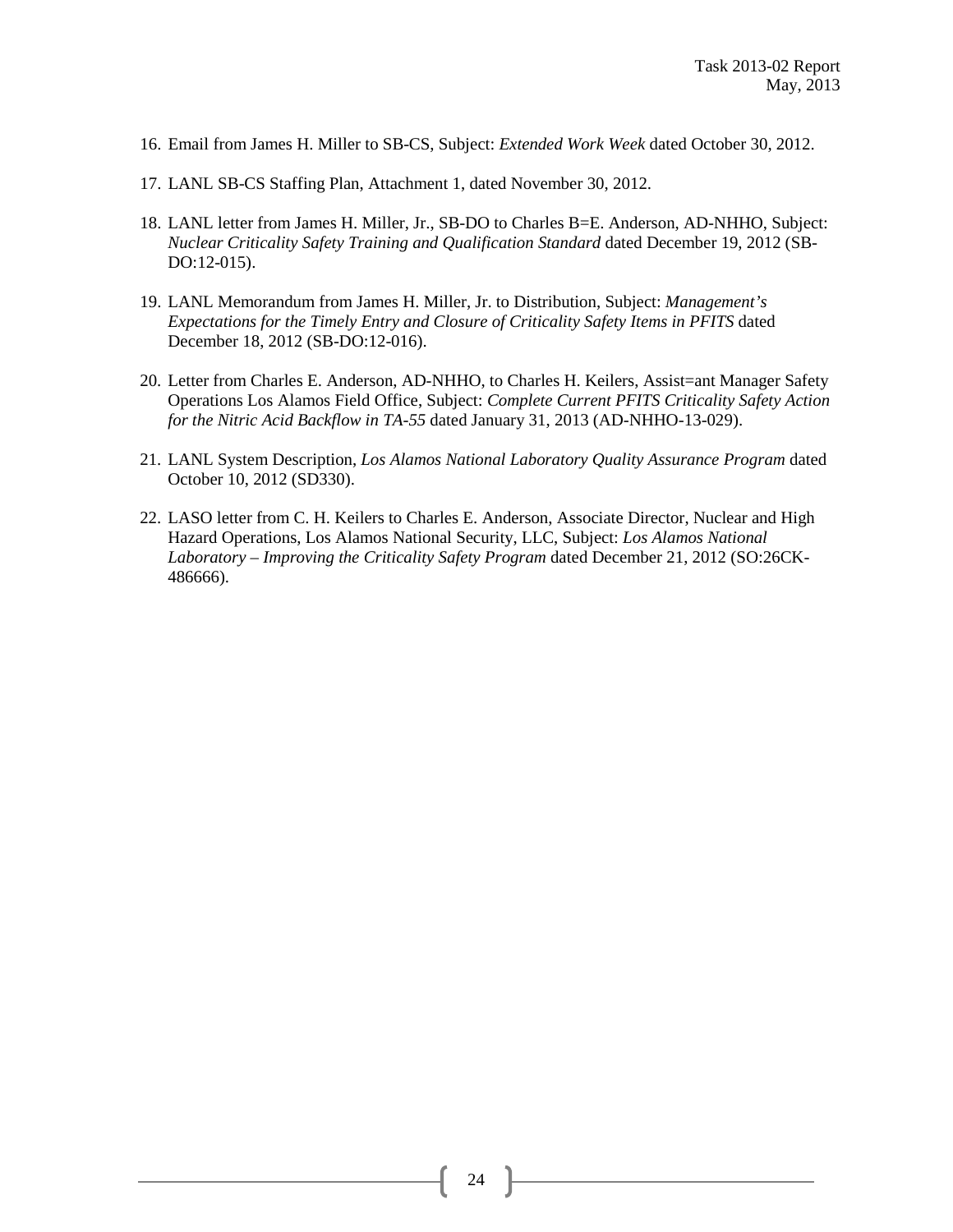16. Email from James H. Miller to SB-CS, Subject: *Extended Work Week* dated October 30, 2012.

17. LANL SB-CS Staffing Plan, Attachment 1, dated November 30, 2012.

18. LANL letter from James H. Miller, Jr., SB-DO to Charles B=E. Anderson, AD-NHHO, Subject: *Nuclear Criticality Safety Training and Qualification Standard* dated December 19, 2012 (SB-DO:12-015).

19. LANL Memorandum from James H. Miller, Jr. to Distribution, Subject: *Management's Expectations for the Timely Entry and Closure of Criticality Safety Items in PFITS* dated December 18, 2012 (SB-DO:12-016).

20. Letter from Charles E. Anderson, AD-NHHO, to Charles H. Keilers, Assist=ant Manager Safety Operations Los Alamos Field Office, Subject: *Complete Current PFITS Criticality Safety Action for the Nitric Acid Backflow in TA-55* dated January 31, 2013 (AD-NHHO-13-029).

21. LANL System Description, *Los Alamos National Laboratory Quality Assurance Program* dated October 10, 2012 (SD330).

22. LASO letter from C. H. Keilers to Charles E. Anderson, Associate Director, Nuclear and High Hazard Operations, Los Alamos National Security, LLC, Subject: *Los Alamos National Laboratory – Improving the Criticality Safety Program* dated December 21, 2012 (SO:26CK-486666).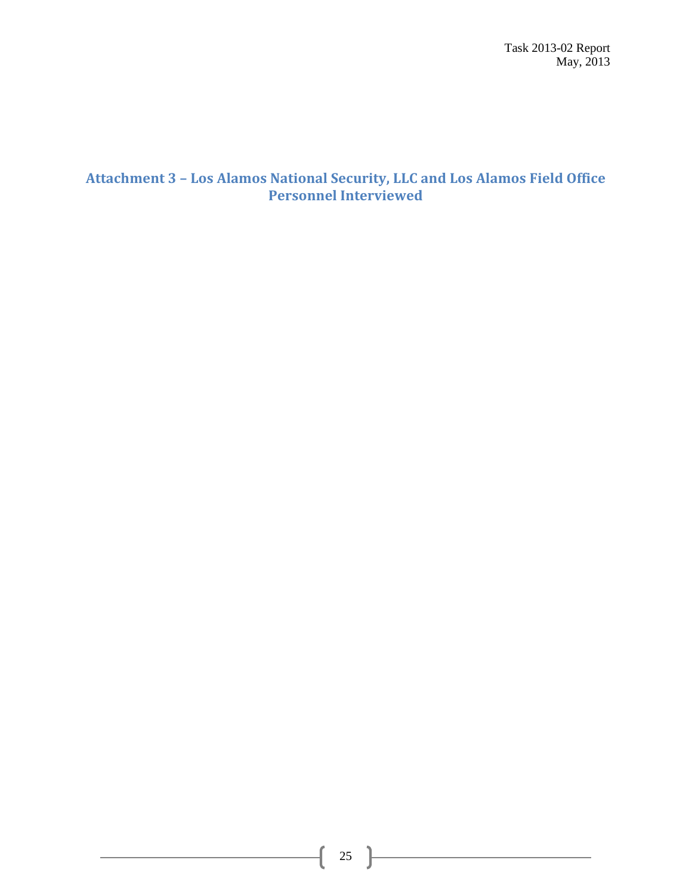# Attachment 3 – Los Alamos National Security, LLC and Los Alamos Field Office Personnel Interviewed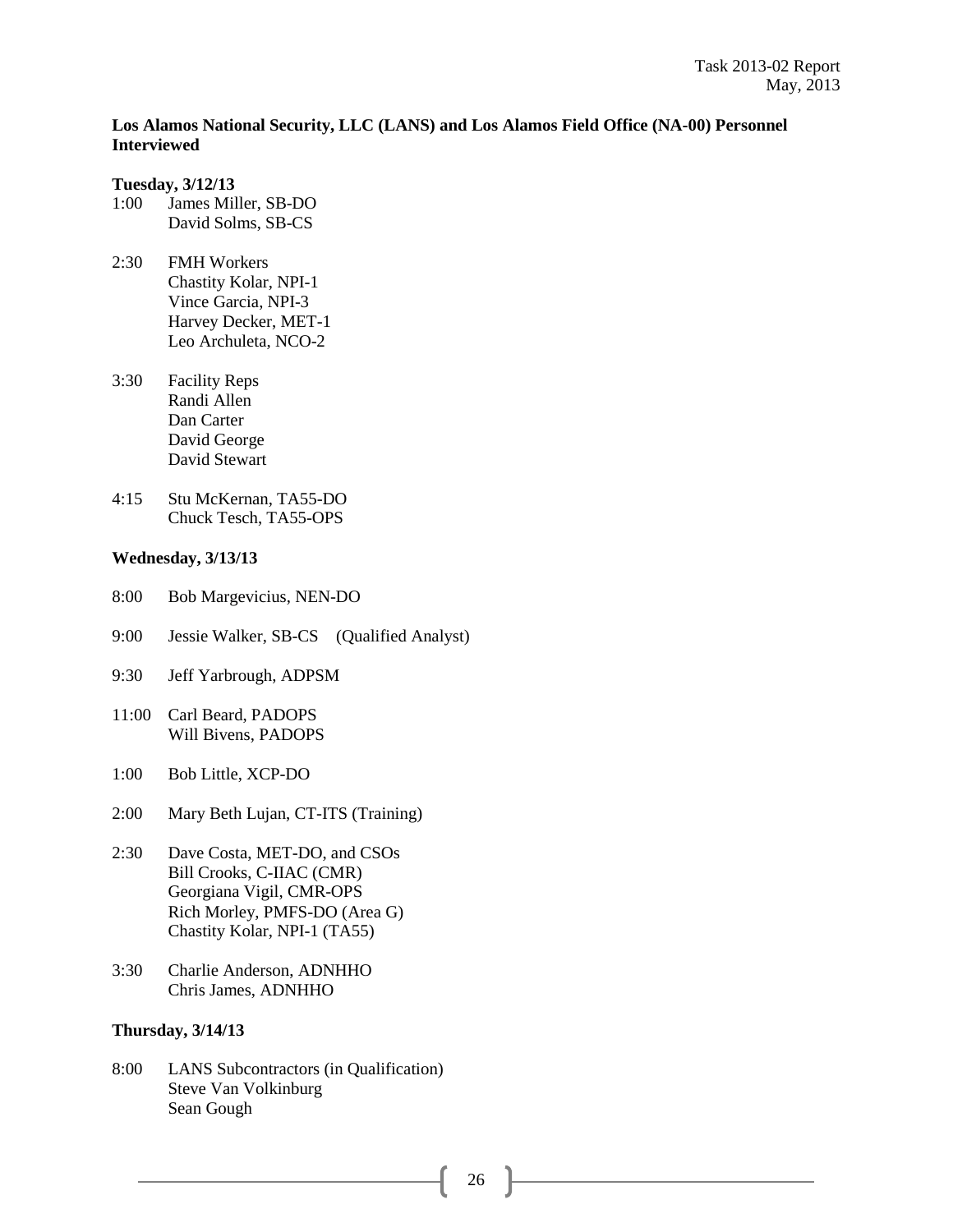**Los Alamos National Security, LLC (LANS) and Los Alamos Field Office (NA-00) Personnel Interviewed**

**Tuesday, 3/12/13**

1:00 James Miller, SB-DO
David Solms, SB-CS

2:30 FMH Workers
Chastity Kolar, NPI-1
Vince Garcia, NPI-3
Harvey Decker, MET-1
Leo Archuleta, NCO-2

3:30 Facility Reps
Randi Allen
Dan Carter
David George
David Stewart

4:15 Stu McKernan, TA55-DO
Chuck Tesch, TA55-OPS

**Wednesday, 3/13/13**

8:00 Bob Margevicius, NEN-DO

9:00 Jessie Walker, SB-CS (Qualified Analyst)

9:30 Jeff Yarbrough, ADPSM

11:00 Carl Beard, PADOPS
Will Bivens, PADOPS

1:00 Bob Little, XCP-DO

2:00 Mary Beth Lujan, CT-ITS (Training)

2:30 Dave Costa, MET-DO, and CSOs
Bill Crooks, C-IIAC (CMR)
Georgiana Vigil, CMR-OPS
Rich Morley, PMFS-DO (Area G)
Chastity Kolar, NPI-1 (TA55)

3:30 Charlie Anderson, ADNHHO
Chris James, ADNHHO

**Thursday, 3/14/13**

8:00 LANS Subcontractors (in Qualification)
Steve Van Volkinburg
Sean Gough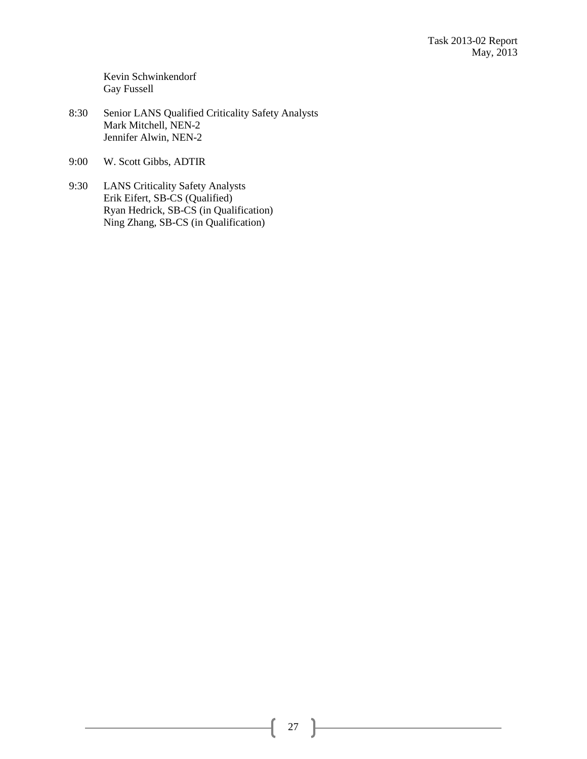Kevin Schwinkendorf
Gay Fussell

8:30 Senior LANS Qualified Criticality Safety Analysts
Mark Mitchell, NEN-2
Jennifer Alwin, NEN-2

9:00 W. Scott Gibbs, ADTIR

9:30 LANS Criticality Safety Analysts
Erik Eifert, SB-CS (Qualified)
Ryan Hedrick, SB-CS (in Qualification)
Ning Zhang, SB-CS (in Qualification)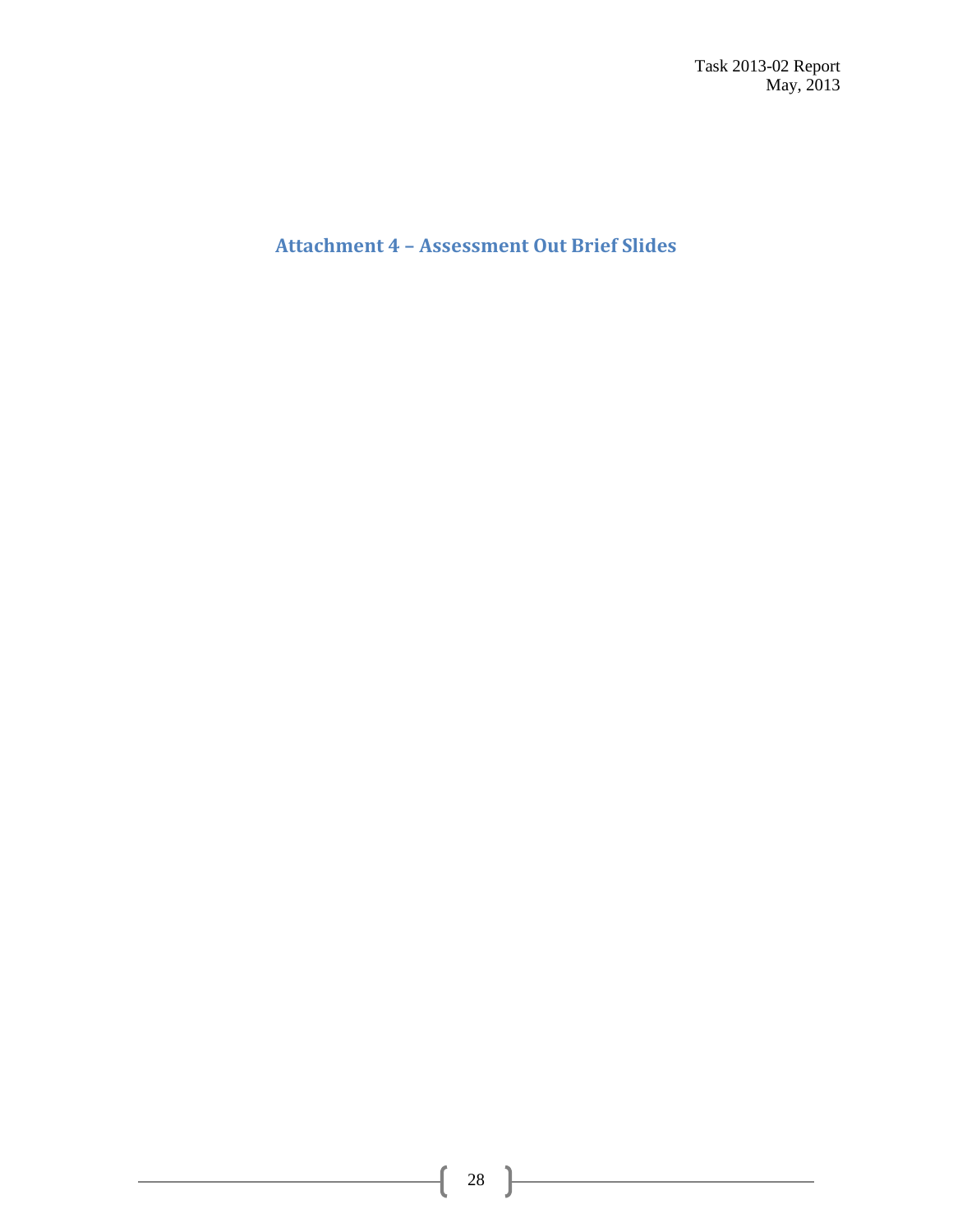# Attachment 4 – Assessment Out Brief Slides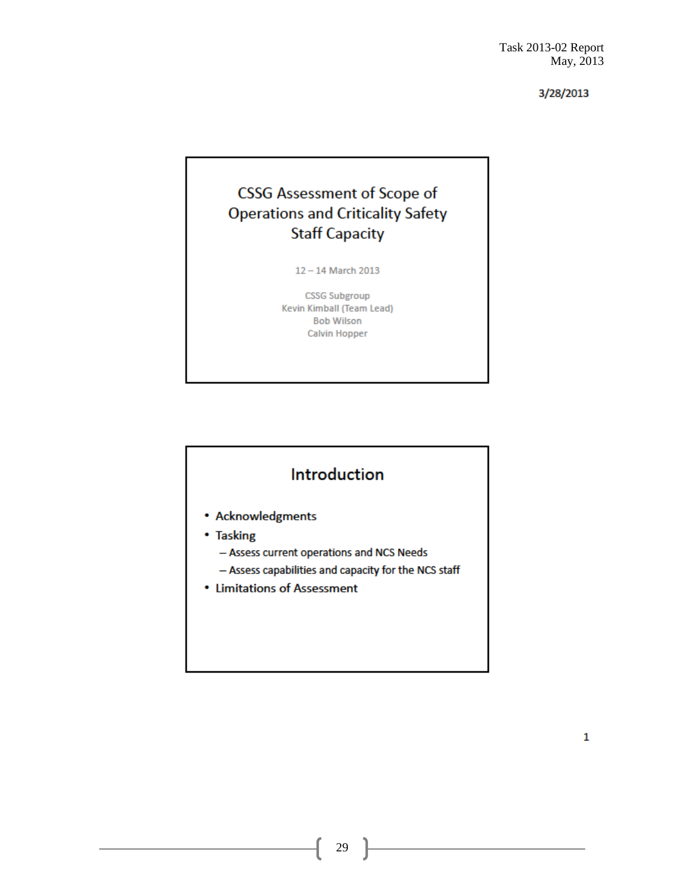3/28/2013

# CSSG Assessment of Scope of Operations and Criticality Safety Staff Capacity

12 – 14 March 2013

CSSG Subgroup
Kevin Kimball (Team Lead)
Bob Wilson
Calvin Hopper

## Introduction

- Acknowledgments
- Tasking
  - Assess current operations and NCS Needs
  - Assess capabilities and capacity for the NCS staff
- Limitations of Assessment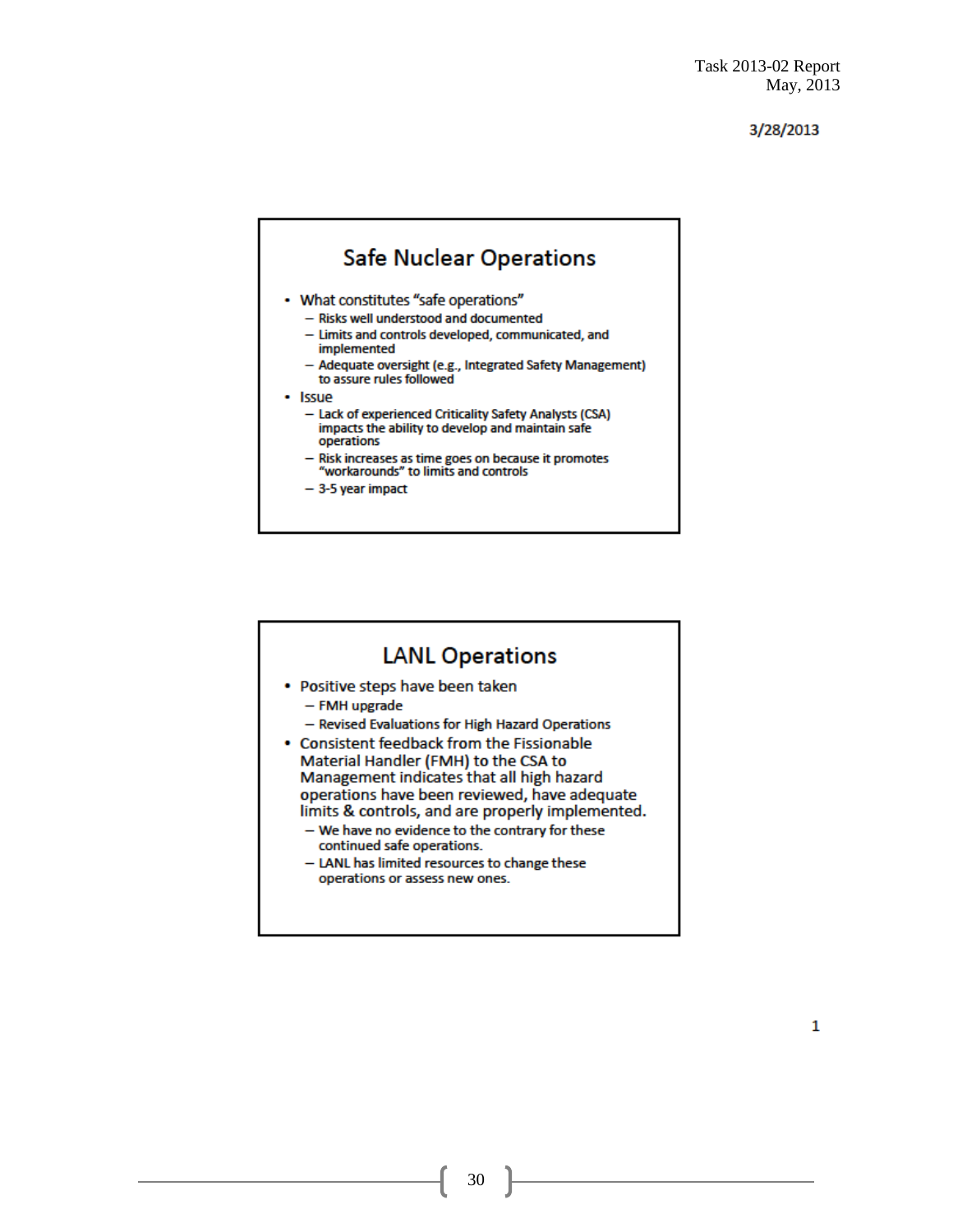3/28/2013

## Safe Nuclear Operations

- What constitutes "safe operations"
  - Risks well understood and documented
  - Limits and controls developed, communicated, and implemented
  - Adequate oversight (e.g., Integrated Safety Management) to assure rules followed
- Issue
  - Lack of experienced Criticality Safety Analysts (CSA) impacts the ability to develop and maintain safe operations
  - Risk increases as time goes on because it promotes "workarounds" to limits and controls
  - 3-5 year impact

## LANL Operations

- Positive steps have been taken
  - FMH upgrade
  - Revised Evaluations for High Hazard Operations
- Consistent feedback from the Fissionable Material Handler (FMH) to the CSA to Management indicates that all high hazard operations have been reviewed, have adequate limits & controls, and are properly implemented.
  - We have no evidence to the contrary for these continued safe operations.
  - LANL has limited resources to change these operations or assess new ones.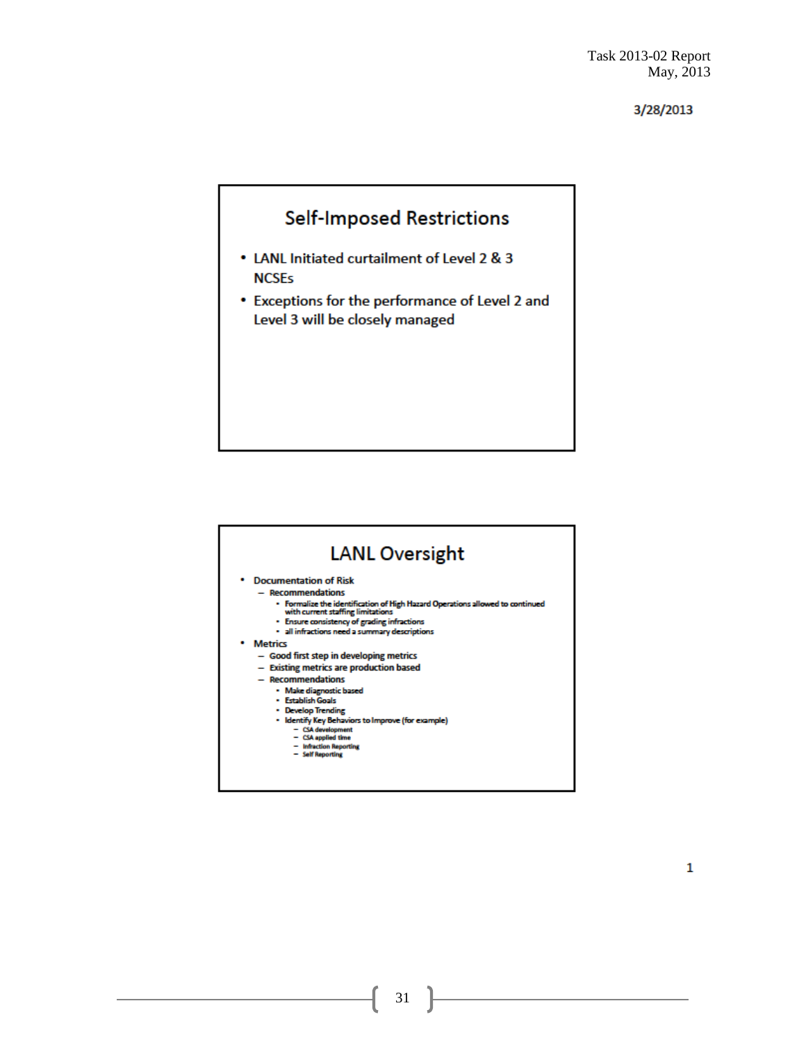3/28/2013

## Self-Imposed Restrictions

- LANL Initiated curtailment of Level 2 & 3 NCSEs
- Exceptions for the performance of Level 2 and Level 3 will be closely managed

## LANL Oversight

- Documentation of Risk
  - Recommendations
    - Formalize the identification of High Hazard Operations allowed to continued with current staffing limitations
    - Ensure consistency of grading infractions
    - all infractions need a summary descriptions
- Metrics
  - Good first step in developing metrics
  - Existing metrics are production based
  - Recommendations
    - Make diagnostic based
    - Establish Goals
    - Develop Trending
    - Identify Key Behaviors to Improve (for example)
      - CSA development
      - CSA applied time
      - Infraction Reporting
      - Self Reporting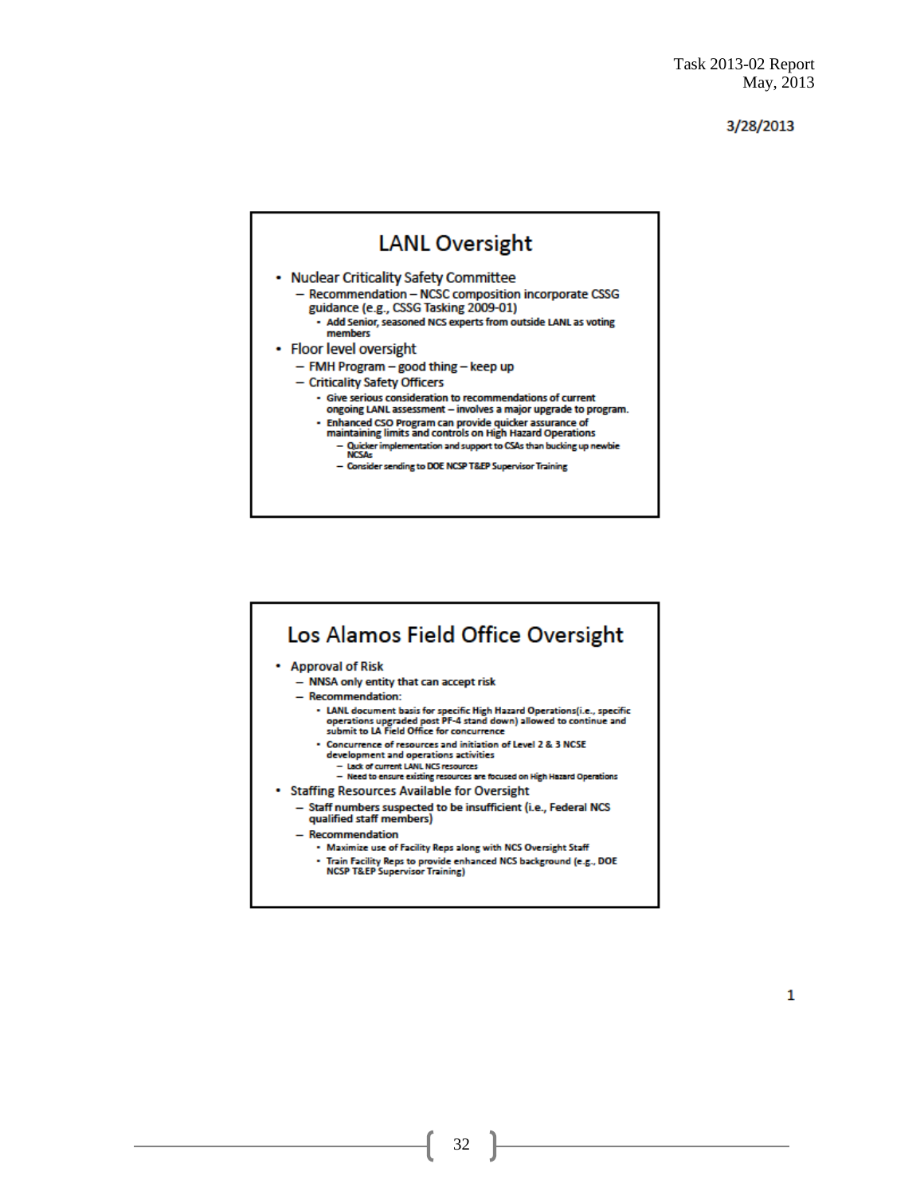3/28/2013

## LANL Oversight

- Nuclear Criticality Safety Committee
  - Recommendation – NCSC composition incorporate CSSG guidance (e.g., CSSG Tasking 2009-01)
    - Add Senior, seasoned NCS experts from outside LANL as voting members
- Floor level oversight
  - FMH Program – good thing – keep up
  - Criticality Safety Officers
    - Give serious consideration to recommendations of current ongoing LANL assessment – involves a major upgrade to program.
    - Enhanced CSO Program can provide quicker assurance of maintaining limits and controls on High Hazard Operations
      - Quicker implementation and support to CSAs than bucking up newbie NCSAs
      - Consider sending to DOE NCSP T&EP Supervisor Training

## Los Alamos Field Office Oversight

- Approval of Risk
  - NNSA only entity that can accept risk
  - Recommendation:
    - LANL document basis for specific High Hazard Operations(i.e., specific operations upgraded post PF-4 stand down) allowed to continue and submit to LA Field Office for concurrence
    - Concurrence of resources and initiation of Level 2 & 3 NCSE development and operations activities
      - Lack of current LANL NCS resources
      - Need to ensure existing resources are focused on High Hazard Operations
- Staffing Resources Available for Oversight
  - Staff numbers suspected to be insufficient (i.e., Federal NCS qualified staff members)
  - Recommendation
    - Maximize use of Facility Reps along with NCS Oversight Staff
    - Train Facility Reps to provide enhanced NCS background (e.g., DOE NCSP T&EP Supervisor Training)

1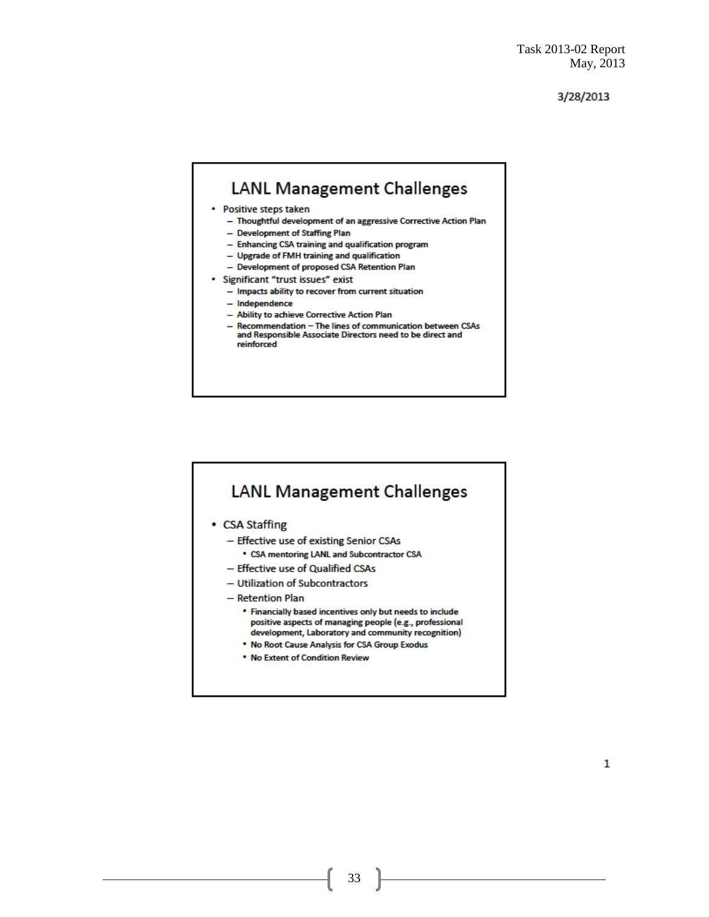3/28/2013

## LANL Management Challenges

- Positive steps taken
  - Thoughtful development of an aggressive Corrective Action Plan
  - Development of Staffing Plan
  - Enhancing CSA training and qualification program
  - Upgrade of FMH training and qualification
  - Development of proposed CSA Retention Plan
- Significant "trust issues" exist
  - Impacts ability to recover from current situation
  - Independence
  - Ability to achieve Corrective Action Plan
  - Recommendation – The lines of communication between CSAs and Responsible Associate Directors need to be direct and reinforced

## LANL Management Challenges

- CSA Staffing
  - Effective use of existing Senior CSAs
    - CSA mentoring LANL and Subcontractor CSA
  - Effective use of Qualified CSAs
  - Utilization of Subcontractors
  - Retention Plan
    - Financially based incentives only but needs to include positive aspects of managing people (e.g., professional development, Laboratory and community recognition)
    - No Root Cause Analysis for CSA Group Exodus
    - No Extent of Condition Review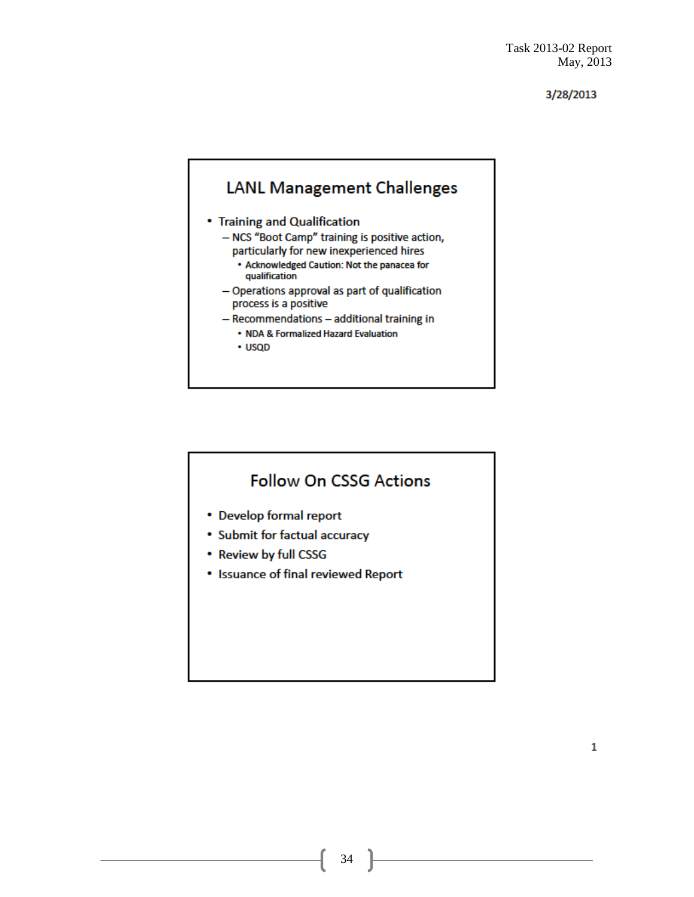## LANL Management Challenges

- Training and Qualification
  - NCS "Boot Camp" training is positive action, particularly for new inexperienced hires
    - Acknowledged Caution: Not the panacea for qualification
  - Operations approval as part of qualification process is a positive
  - Recommendations – additional training in
    - NDA & Formalized Hazard Evaluation
    - USQD

## Follow On CSSG Actions

- Develop formal report
- Submit for factual accuracy
- Review by full CSSG
- Issuance of final reviewed Report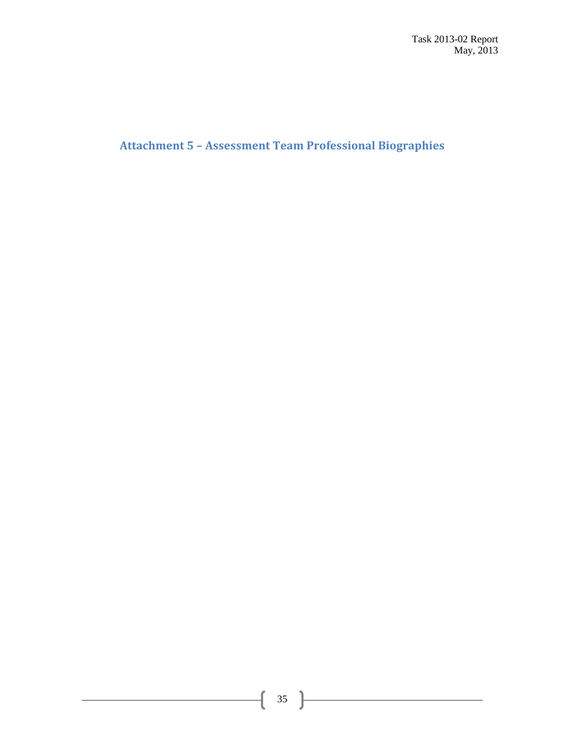## Attachment 5 – Assessment Team Professional Biographies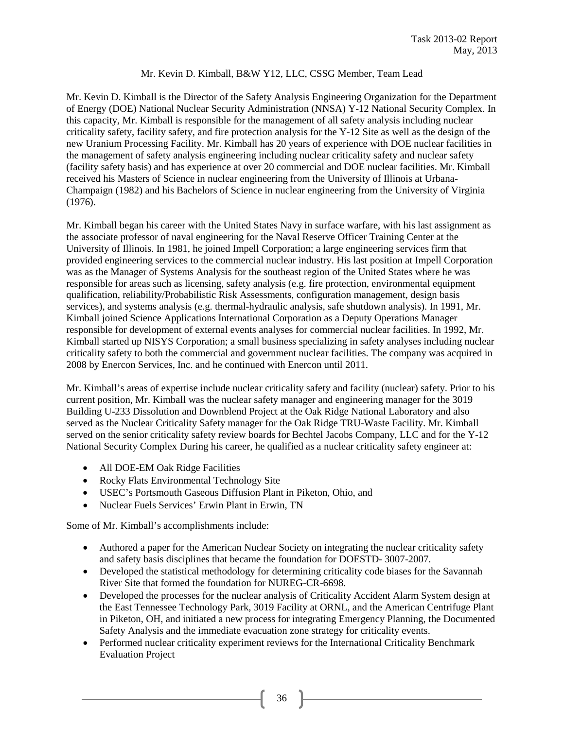Mr. Kevin D. Kimball, B&W Y12, LLC, CSSG Member, Team Lead

Mr. Kevin D. Kimball is the Director of the Safety Analysis Engineering Organization for the Department of Energy (DOE) National Nuclear Security Administration (NNSA) Y-12 National Security Complex. In this capacity, Mr. Kimball is responsible for the management of all safety analysis including nuclear criticality safety, facility safety, and fire protection analysis for the Y-12 Site as well as the design of the new Uranium Processing Facility. Mr. Kimball has 20 years of experience with DOE nuclear facilities in the management of safety analysis engineering including nuclear criticality safety and nuclear safety (facility safety basis) and has experience at over 20 commercial and DOE nuclear facilities. Mr. Kimball received his Masters of Science in nuclear engineering from the University of Illinois at Urbana-Champaign (1982) and his Bachelors of Science in nuclear engineering from the University of Virginia (1976).

Mr. Kimball began his career with the United States Navy in surface warfare, with his last assignment as the associate professor of naval engineering for the Naval Reserve Officer Training Center at the University of Illinois. In 1981, he joined Impell Corporation; a large engineering services firm that provided engineering services to the commercial nuclear industry. His last position at Impell Corporation was as the Manager of Systems Analysis for the southeast region of the United States where he was responsible for areas such as licensing, safety analysis (e.g. fire protection, environmental equipment qualification, reliability/Probabilistic Risk Assessments, configuration management, design basis services), and systems analysis (e.g. thermal-hydraulic analysis, safe shutdown analysis). In 1991, Mr. Kimball joined Science Applications International Corporation as a Deputy Operations Manager responsible for development of external events analyses for commercial nuclear facilities. In 1992, Mr. Kimball started up NISYS Corporation; a small business specializing in safety analyses including nuclear criticality safety to both the commercial and government nuclear facilities. The company was acquired in 2008 by Enercon Services, Inc. and he continued with Enercon until 2011.

Mr. Kimball's areas of expertise include nuclear criticality safety and facility (nuclear) safety. Prior to his current position, Mr. Kimball was the nuclear safety manager and engineering manager for the 3019 Building U-233 Dissolution and Downblend Project at the Oak Ridge National Laboratory and also served as the Nuclear Criticality Safety manager for the Oak Ridge TRU-Waste Facility. Mr. Kimball served on the senior criticality safety review boards for Bechtel Jacobs Company, LLC and for the Y-12 National Security Complex During his career, he qualified as a nuclear criticality safety engineer at:

- All DOE-EM Oak Ridge Facilities
- Rocky Flats Environmental Technology Site
- USEC's Portsmouth Gaseous Diffusion Plant in Piketon, Ohio, and
- Nuclear Fuels Services' Erwin Plant in Erwin, TN

Some of Mr. Kimball's accomplishments include:

- Authored a paper for the American Nuclear Society on integrating the nuclear criticality safety and safety basis disciplines that became the foundation for DOESTD- 3007-2007.
- Developed the statistical methodology for determining criticality code biases for the Savannah River Site that formed the foundation for NUREG-CR-6698.
- Developed the processes for the nuclear analysis of Criticality Accident Alarm System design at the East Tennessee Technology Park, 3019 Facility at ORNL, and the American Centrifuge Plant in Piketon, OH, and initiated a new process for integrating Emergency Planning, the Documented Safety Analysis and the immediate evacuation zone strategy for criticality events.
- Performed nuclear criticality experiment reviews for the International Criticality Benchmark Evaluation Project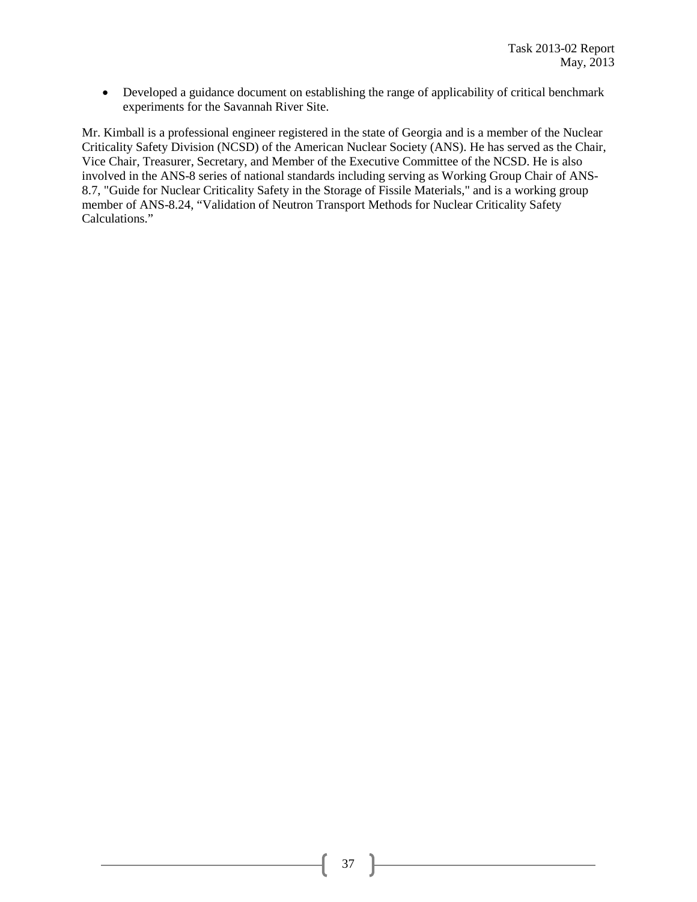- Developed a guidance document on establishing the range of applicability of critical benchmark experiments for the Savannah River Site.

Mr. Kimball is a professional engineer registered in the state of Georgia and is a member of the Nuclear Criticality Safety Division (NCSD) of the American Nuclear Society (ANS). He has served as the Chair, Vice Chair, Treasurer, Secretary, and Member of the Executive Committee of the NCSD. He is also involved in the ANS-8 series of national standards including serving as Working Group Chair of ANS-8.7, "Guide for Nuclear Criticality Safety in the Storage of Fissile Materials," and is a working group member of ANS-8.24, "Validation of Neutron Transport Methods for Nuclear Criticality Safety Calculations."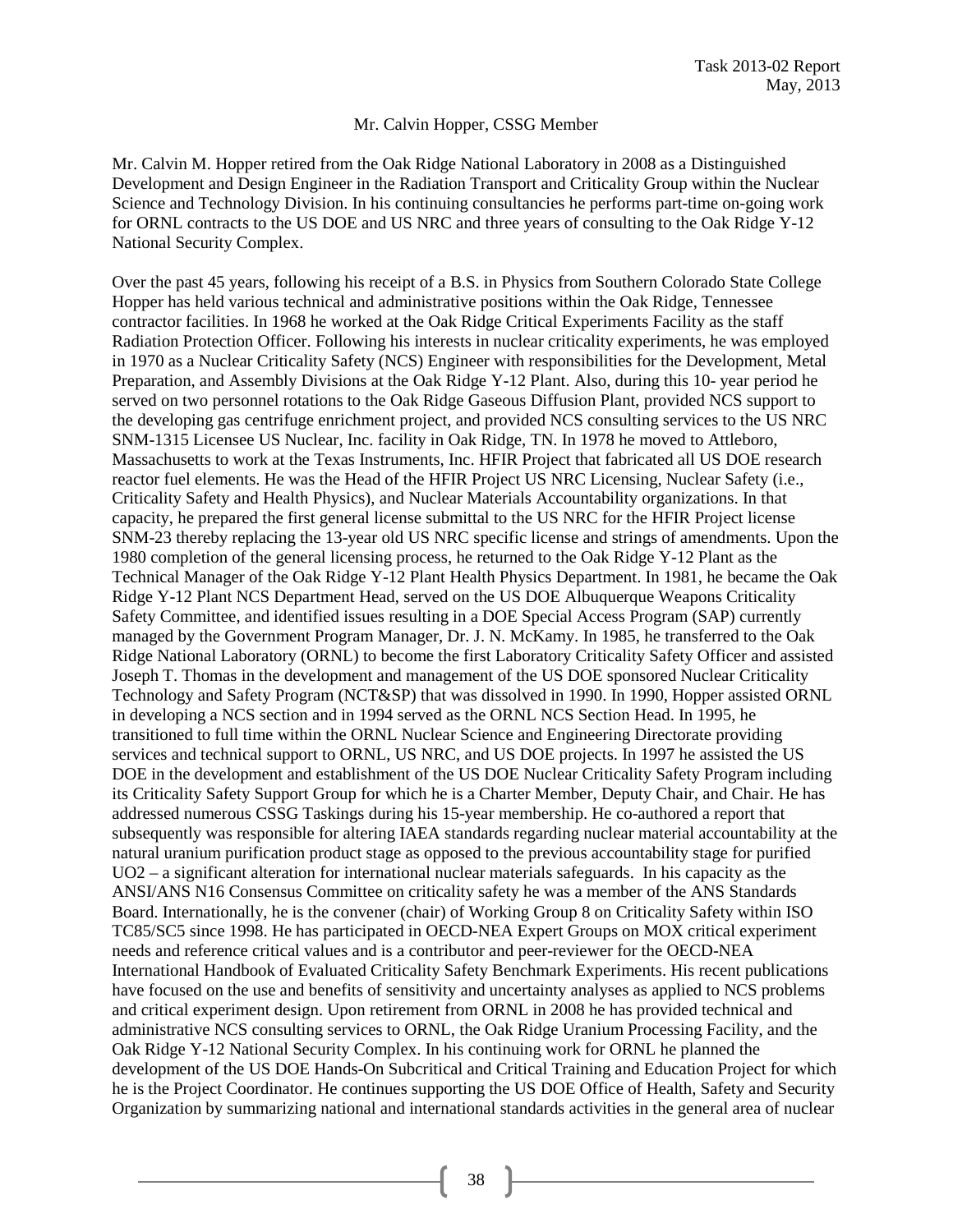Mr. Calvin Hopper, CSSG Member

Mr. Calvin M. Hopper retired from the Oak Ridge National Laboratory in 2008 as a Distinguished Development and Design Engineer in the Radiation Transport and Criticality Group within the Nuclear Science and Technology Division. In his continuing consultancies he performs part-time on-going work for ORNL contracts to the US DOE and US NRC and three years of consulting to the Oak Ridge Y-12 National Security Complex.

Over the past 45 years, following his receipt of a B.S. in Physics from Southern Colorado State College Hopper has held various technical and administrative positions within the Oak Ridge, Tennessee contractor facilities. In 1968 he worked at the Oak Ridge Critical Experiments Facility as the staff Radiation Protection Officer. Following his interests in nuclear criticality experiments, he was employed in 1970 as a Nuclear Criticality Safety (NCS) Engineer with responsibilities for the Development, Metal Preparation, and Assembly Divisions at the Oak Ridge Y-12 Plant. Also, during this 10- year period he served on two personnel rotations to the Oak Ridge Gaseous Diffusion Plant, provided NCS support to the developing gas centrifuge enrichment project, and provided NCS consulting services to the US NRC SNM-1315 Licensee US Nuclear, Inc. facility in Oak Ridge, TN. In 1978 he moved to Attleboro, Massachusetts to work at the Texas Instruments, Inc. HFIR Project that fabricated all US DOE research reactor fuel elements. He was the Head of the HFIR Project US NRC Licensing, Nuclear Safety (i.e., Criticality Safety and Health Physics), and Nuclear Materials Accountability organizations. In that capacity, he prepared the first general license submittal to the US NRC for the HFIR Project license SNM-23 thereby replacing the 13-year old US NRC specific license and strings of amendments. Upon the 1980 completion of the general licensing process, he returned to the Oak Ridge Y-12 Plant as the Technical Manager of the Oak Ridge Y-12 Plant Health Physics Department. In 1981, he became the Oak Ridge Y-12 Plant NCS Department Head, served on the US DOE Albuquerque Weapons Criticality Safety Committee, and identified issues resulting in a DOE Special Access Program (SAP) currently managed by the Government Program Manager, Dr. J. N. McKamy. In 1985, he transferred to the Oak Ridge National Laboratory (ORNL) to become the first Laboratory Criticality Safety Officer and assisted Joseph T. Thomas in the development and management of the US DOE sponsored Nuclear Criticality Technology and Safety Program (NCT&SP) that was dissolved in 1990. In 1990, Hopper assisted ORNL in developing a NCS section and in 1994 served as the ORNL NCS Section Head. In 1995, he transitioned to full time within the ORNL Nuclear Science and Engineering Directorate providing services and technical support to ORNL, US NRC, and US DOE projects. In 1997 he assisted the US DOE in the development and establishment of the US DOE Nuclear Criticality Safety Program including its Criticality Safety Support Group for which he is a Charter Member, Deputy Chair, and Chair. He has addressed numerous CSSG Taskings during his 15-year membership. He co-authored a report that subsequently was responsible for altering IAEA standards regarding nuclear material accountability at the natural uranium purification product stage as opposed to the previous accountability stage for purified $UO_2$ – a significant alteration for international nuclear materials safeguards. In his capacity as the ANSI/ANS N16 Consensus Committee on criticality safety he was a member of the ANS Standards Board. Internationally, he is the convener (chair) of Working Group 8 on Criticality Safety within ISO TC85/SC5 since 1998. He has participated in OECD-NEA Expert Groups on MOX critical experiment needs and reference critical values and is a contributor and peer-reviewer for the OECD-NEA International Handbook of Evaluated Criticality Safety Benchmark Experiments. His recent publications have focused on the use and benefits of sensitivity and uncertainty analyses as applied to NCS problems and critical experiment design. Upon retirement from ORNL in 2008 he has provided technical and administrative NCS consulting services to ORNL, the Oak Ridge Uranium Processing Facility, and the Oak Ridge Y-12 National Security Complex. In his continuing work for ORNL he planned the development of the US DOE Hands-On Subcritical and Critical Training and Education Project for which he is the Project Coordinator. He continues supporting the US DOE Office of Health, Safety and Security Organization by summarizing national and international standards activities in the general area of nuclear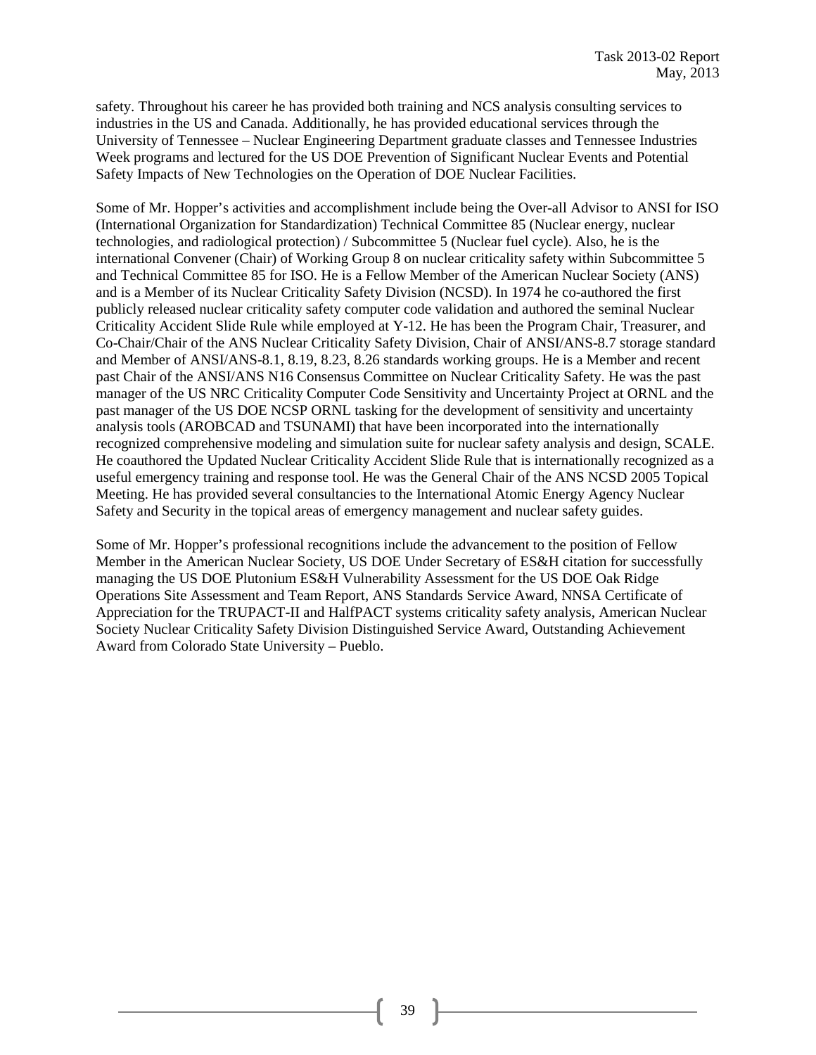safety. Throughout his career he has provided both training and NCS analysis consulting services to industries in the US and Canada. Additionally, he has provided educational services through the University of Tennessee – Nuclear Engineering Department graduate classes and Tennessee Industries Week programs and lectured for the US DOE Prevention of Significant Nuclear Events and Potential Safety Impacts of New Technologies on the Operation of DOE Nuclear Facilities.

Some of Mr. Hopper's activities and accomplishment include being the Over-all Advisor to ANSI for ISO (International Organization for Standardization) Technical Committee 85 (Nuclear energy, nuclear technologies, and radiological protection) / Subcommittee 5 (Nuclear fuel cycle). Also, he is the international Convener (Chair) of Working Group 8 on nuclear criticality safety within Subcommittee 5 and Technical Committee 85 for ISO. He is a Fellow Member of the American Nuclear Society (ANS) and is a Member of its Nuclear Criticality Safety Division (NCSD). In 1974 he co-authored the first publicly released nuclear criticality safety computer code validation and authored the seminal Nuclear Criticality Accident Slide Rule while employed at Y-12. He has been the Program Chair, Treasurer, and Co-Chair/Chair of the ANS Nuclear Criticality Safety Division, Chair of ANSI/ANS-8.7 storage standard and Member of ANSI/ANS-8.1, 8.19, 8.23, 8.26 standards working groups. He is a Member and recent past Chair of the ANSI/ANS N16 Consensus Committee on Nuclear Criticality Safety. He was the past manager of the US NRC Criticality Computer Code Sensitivity and Uncertainty Project at ORNL and the past manager of the US DOE NCSP ORNL tasking for the development of sensitivity and uncertainty analysis tools (AROBCAD and TSUNAMI) that have been incorporated into the internationally recognized comprehensive modeling and simulation suite for nuclear safety analysis and design, SCALE. He coauthored the Updated Nuclear Criticality Accident Slide Rule that is internationally recognized as a useful emergency training and response tool. He was the General Chair of the ANS NCSD 2005 Topical Meeting. He has provided several consultancies to the International Atomic Energy Agency Nuclear Safety and Security in the topical areas of emergency management and nuclear safety guides.

Some of Mr. Hopper's professional recognitions include the advancement to the position of Fellow Member in the American Nuclear Society, US DOE Under Secretary of ES&H citation for successfully managing the US DOE Plutonium ES&H Vulnerability Assessment for the US DOE Oak Ridge Operations Site Assessment and Team Report, ANS Standards Service Award, NNSA Certificate of Appreciation for the TRUPACT-II and HalfPACT systems criticality safety analysis, American Nuclear Society Nuclear Criticality Safety Division Distinguished Service Award, Outstanding Achievement Award from Colorado State University – Pueblo.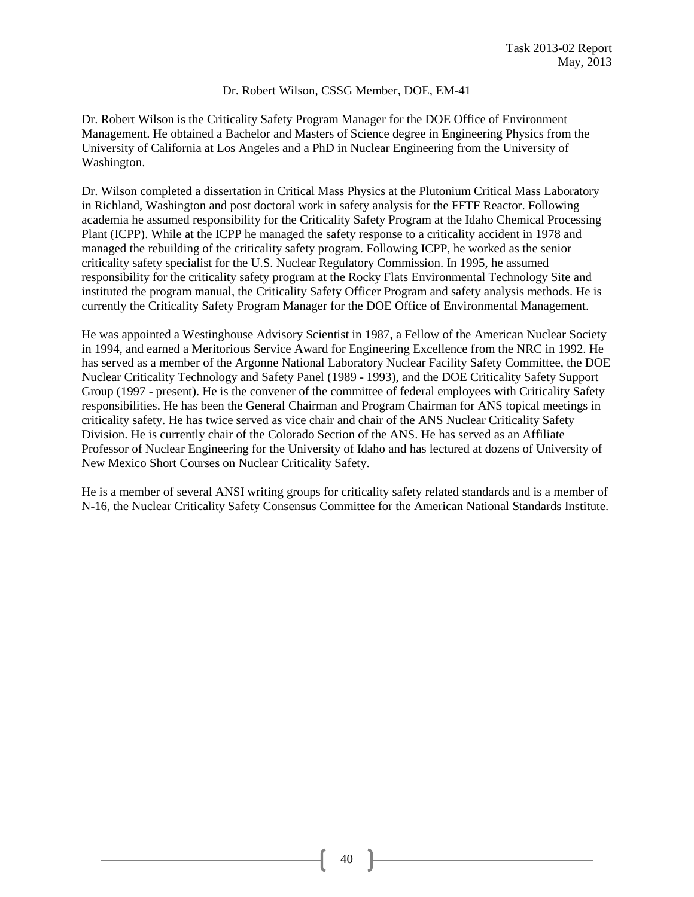Dr. Robert Wilson, CSSG Member, DOE, EM-41

Dr. Robert Wilson is the Criticality Safety Program Manager for the DOE Office of Environment Management. He obtained a Bachelor and Masters of Science degree in Engineering Physics from the University of California at Los Angeles and a PhD in Nuclear Engineering from the University of Washington.

Dr. Wilson completed a dissertation in Critical Mass Physics at the Plutonium Critical Mass Laboratory in Richland, Washington and post doctoral work in safety analysis for the FFTF Reactor. Following academia he assumed responsibility for the Criticality Safety Program at the Idaho Chemical Processing Plant (ICPP). While at the ICPP he managed the safety response to a criticality accident in 1978 and managed the rebuilding of the criticality safety program. Following ICPP, he worked as the senior criticality safety specialist for the U.S. Nuclear Regulatory Commission. In 1995, he assumed responsibility for the criticality safety program at the Rocky Flats Environmental Technology Site and instituted the program manual, the Criticality Safety Officer Program and safety analysis methods. He is currently the Criticality Safety Program Manager for the DOE Office of Environmental Management.

He was appointed a Westinghouse Advisory Scientist in 1987, a Fellow of the American Nuclear Society in 1994, and earned a Meritorious Service Award for Engineering Excellence from the NRC in 1992. He has served as a member of the Argonne National Laboratory Nuclear Facility Safety Committee, the DOE Nuclear Criticality Technology and Safety Panel (1989 - 1993), and the DOE Criticality Safety Support Group (1997 - present). He is the convener of the committee of federal employees with Criticality Safety responsibilities. He has been the General Chairman and Program Chairman for ANS topical meetings in criticality safety. He has twice served as vice chair and chair of the ANS Nuclear Criticality Safety Division. He is currently chair of the Colorado Section of the ANS. He has served as an Affiliate Professor of Nuclear Engineering for the University of Idaho and has lectured at dozens of University of New Mexico Short Courses on Nuclear Criticality Safety.

He is a member of several ANSI writing groups for criticality safety related standards and is a member of N-16, the Nuclear Criticality Safety Consensus Committee for the American National Standards Institute.